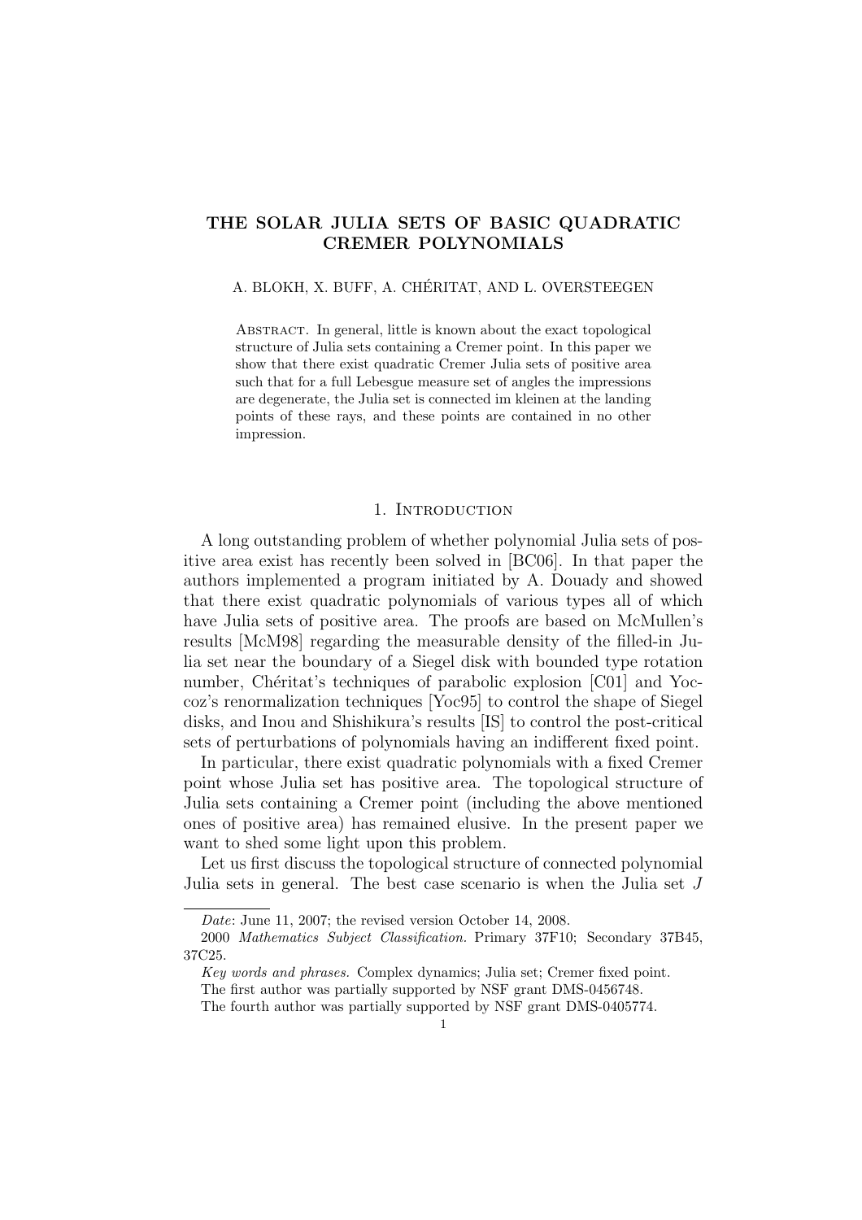# THE SOLAR JULIA SETS OF BASIC QUADRATIC CREMER POLYNOMIALS

A. BLOKH, X. BUFF, A. CHÉRITAT, AND L. OVERSTEEGEN

Abstract. In general, little is known about the exact topological structure of Julia sets containing a Cremer point. In this paper we show that there exist quadratic Cremer Julia sets of positive area such that for a full Lebesgue measure set of angles the impressions are degenerate, the Julia set is connected im kleinen at the landing points of these rays, and these points are contained in no other impression.

## 1. Introduction

A long outstanding problem of whether polynomial Julia sets of positive area exist has recently been solved in [BC06]. In that paper the authors implemented a program initiated by A. Douady and showed that there exist quadratic polynomials of various types all of which have Julia sets of positive area. The proofs are based on McMullen's results [McM98] regarding the measurable density of the filled-in Julia set near the boundary of a Siegel disk with bounded type rotation number, Chéritat's techniques of parabolic explosion [C01] and Yoccoz's renormalization techniques [Yoc95] to control the shape of Siegel disks, and Inou and Shishikura's results [IS] to control the post-critical sets of perturbations of polynomials having an indifferent fixed point.

In particular, there exist quadratic polynomials with a fixed Cremer point whose Julia set has positive area. The topological structure of Julia sets containing a Cremer point (including the above mentioned ones of positive area) has remained elusive. In the present paper we want to shed some light upon this problem.

Let us first discuss the topological structure of connected polynomial Julia sets in general. The best case scenario is when the Julia set $J$

---

*Date*: June 11, 2007; the revised version October 14, 2008.

2000 *Mathematics Subject Classification.* Primary 37F10; Secondary 37B45, 37C25.

*Key words and phrases.* Complex dynamics; Julia set; Cremer fixed point.

The first author was partially supported by NSF grant DMS-0456748.

The fourth author was partially supported by NSF grant DMS-0405774.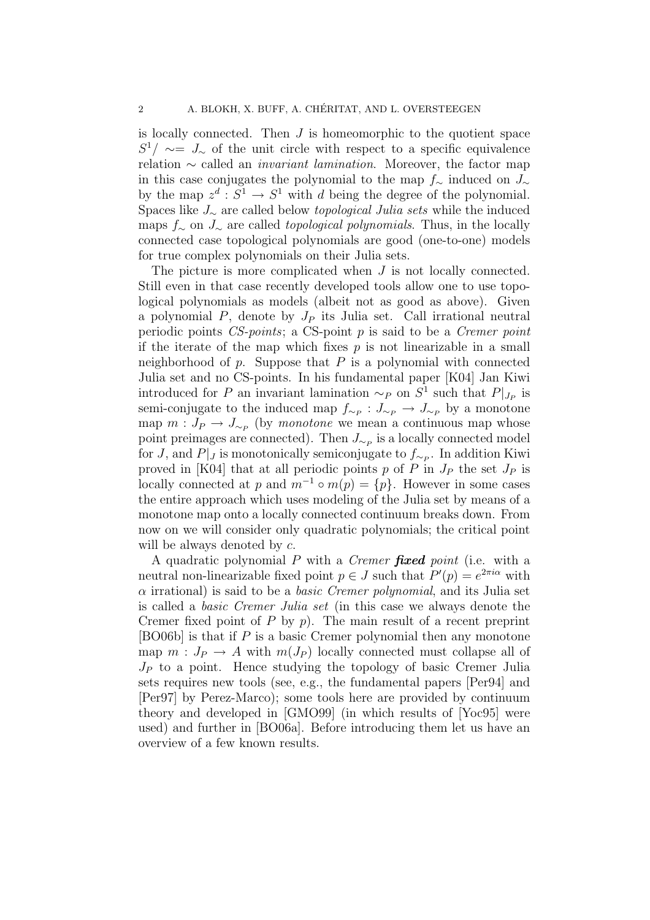is locally connected. Then $J$ is homeomorphic to the quotient space $S^1/\sim = J_\sim$ of the unit circle with respect to a specific equivalence relation $\sim$ called an *invariant lamination*. Moreover, the factor map in this case conjugates the polynomial to the map $f_\sim$ induced on $J_\sim$ by the map $z^d : S^1 \to S^1$ with $d$ being the degree of the polynomial. Spaces like $J_\sim$ are called below *topological Julia sets* while the induced maps $f_\sim$ on $J_\sim$ are called *topological polynomials*. Thus, in the locally connected case topological polynomials are good (one-to-one) models for true complex polynomials on their Julia sets.

The picture is more complicated when $J$ is not locally connected. Still even in that case recently developed tools allow one to use topological polynomials as models (albeit not as good as above). Given a polynomial $P$, denote by $J_P$ its Julia set. Call irrational neutral periodic points *CS-points*; a CS-point $p$ is said to be a *Cremer point* if the iterate of the map which fixes $p$ is not linearizable in a small neighborhood of $p$. Suppose that $P$ is a polynomial with connected Julia set and no CS-points. In his fundamental paper [K04] Jan Kiwi introduced for $P$ an invariant lamination $\sim_P$ on $S^1$ such that $P|_{J_P}$ is semi-conjugate to the induced map $f_{\sim_P} : J_{\sim_P} \to J_{\sim_P}$ by a monotone map $m : J_P \to J_{\sim_P}$ (by *monotone* we mean a continuous map whose point preimages are connected). Then $J_{\sim_P}$ is a locally connected model for $J$, and $P|_J$ is monotonically semiconjugate to $f_{\sim_P}$. In addition Kiwi proved in [K04] that at all periodic points $p$ of $P$ in $J_P$ the set $J_P$ is locally connected at $p$ and $m^{-1} \circ m(p) = \{p\}$. However in some cases the entire approach which uses modeling of the Julia set by means of a monotone map onto a locally connected continuum breaks down. From now on we will consider only quadratic polynomials; the critical point will be always denoted by $c$.

A quadratic polynomial $P$ with a *Cremer **fixed** point* (i.e. with a neutral non-linearizable fixed point $p \in J$ such that $P'(p) = e^{2\pi i \alpha}$ with $\alpha$ irrational) is said to be a *basic Cremer polynomial*, and its Julia set is called a *basic Cremer Julia set* (in this case we always denote the Cremer fixed point of $P$ by $p$). The main result of a recent preprint [BO06b] is that if $P$ is a basic Cremer polynomial then any monotone map $m : J_P \to A$ with $m(J_P)$ locally connected must collapse all of $J_P$ to a point. Hence studying the topology of basic Cremer Julia sets requires new tools (see, e.g., the fundamental papers [Per94] and [Per97] by Perez-Marco); some tools here are provided by continuum theory and developed in [GMO99] (in which results of [Yoc95] were used) and further in [BO06a]. Before introducing them let us have an overview of a few known results.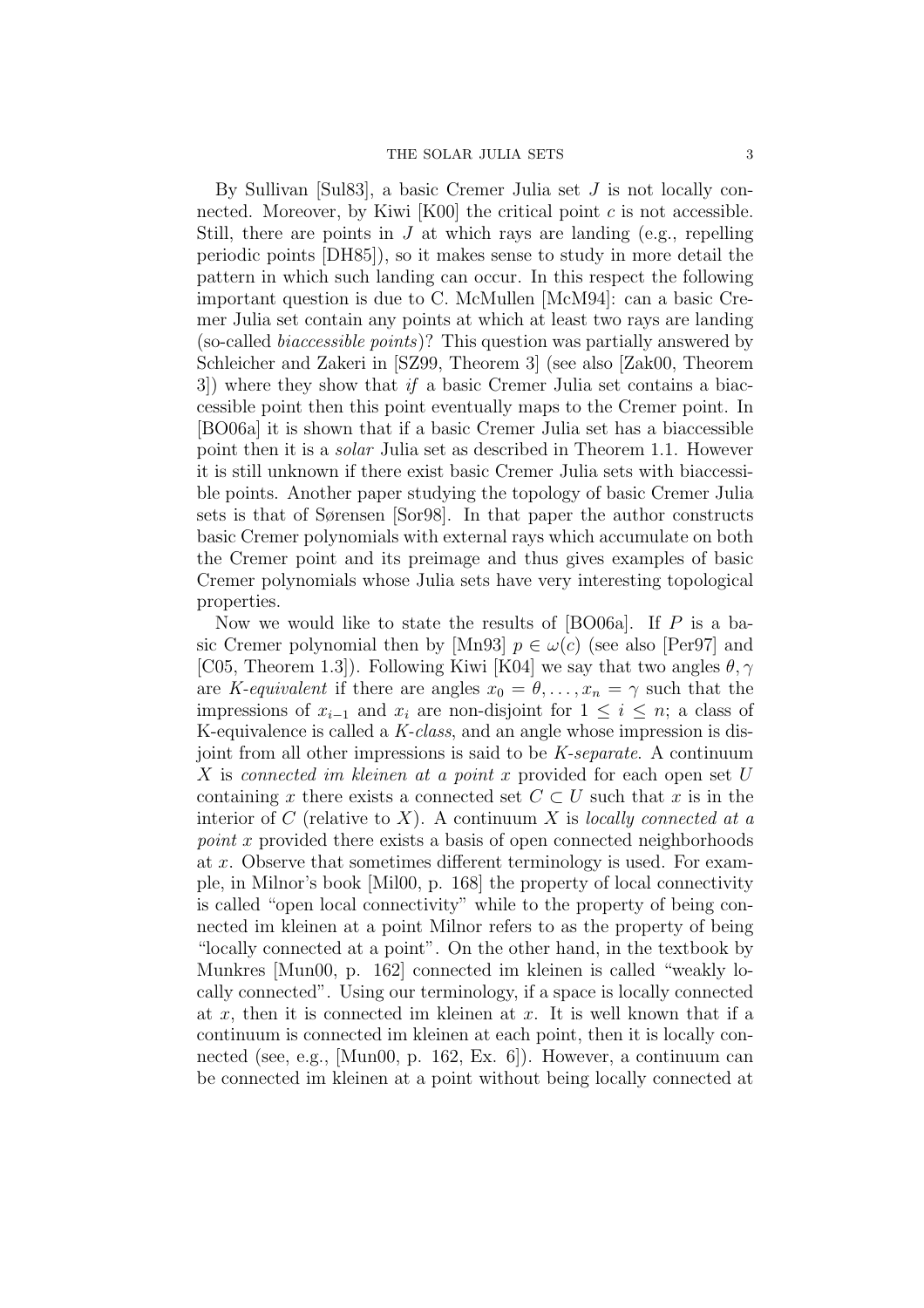By Sullivan [Sul83], a basic Cremer Julia set $J$ is not locally connected. Moreover, by Kiwi [K00] the critical point $c$ is not accessible. Still, there are points in $J$ at which rays are landing (e.g., repelling periodic points [DH85]), so it makes sense to study in more detail the pattern in which such landing can occur. In this respect the following important question is due to C. McMullen [McM94]: can a basic Cremer Julia set contain any points at which at least two rays are landing (so-called *biaccessible points*)? This question was partially answered by Schleicher and Zakeri in [SZ99, Theorem 3] (see also [Zak00, Theorem 3]) where they show that *if* a basic Cremer Julia set contains a biaccessible point then this point eventually maps to the Cremer point. In [BO06a] it is shown that if a basic Cremer Julia set has a biaccessible point then it is a *solar* Julia set as described in Theorem 1.1. However it is still unknown if there exist basic Cremer Julia sets with biaccessible points. Another paper studying the topology of basic Cremer Julia sets is that of Sørensen [Sor98]. In that paper the author constructs basic Cremer polynomials with external rays which accumulate on both the Cremer point and its preimage and thus gives examples of basic Cremer polynomials whose Julia sets have very interesting topological properties.

Now we would like to state the results of [BO06a]. If $P$ is a basic Cremer polynomial then by [Mn93] $p \in \omega(c)$ (see also [Per97] and [C05, Theorem 1.3]). Following Kiwi [K04] we say that two angles $\theta, \gamma$ are *K-equivalent* if there are angles $x_0 = \theta, \dots, x_n = \gamma$ such that the impressions of $x_{i-1}$ and $x_i$ are non-disjoint for $1 \le i \le n$; a class of K-equivalence is called a *K-class*, and an angle whose impression is disjoint from all other impressions is said to be *K-separate*. A continuum $X$ is *connected im kleinen at a point* $x$ provided for each open set $U$ containing $x$ there exists a connected set $C \subset U$ such that $x$ is in the interior of $C$ (relative to $X$). A continuum $X$ is *locally connected at a point* $x$ provided there exists a basis of open connected neighborhoods at $x$. Observe that sometimes different terminology is used. For example, in Milnor's book [Mil00, p. 168] the property of local connectivity is called "open local connectivity" while to the property of being connected im kleinen at a point Milnor refers to as the property of being "locally connected at a point". On the other hand, in the textbook by Munkres [Mun00, p. 162] connected im kleinen is called "weakly locally connected". Using our terminology, if a space is locally connected at $x$, then it is connected im kleinen at $x$. It is well known that if a continuum is connected im kleinen at each point, then it is locally connected (see, e.g., [Mun00, p. 162, Ex. 6]). However, a continuum can be connected im kleinen at a point without being locally connected at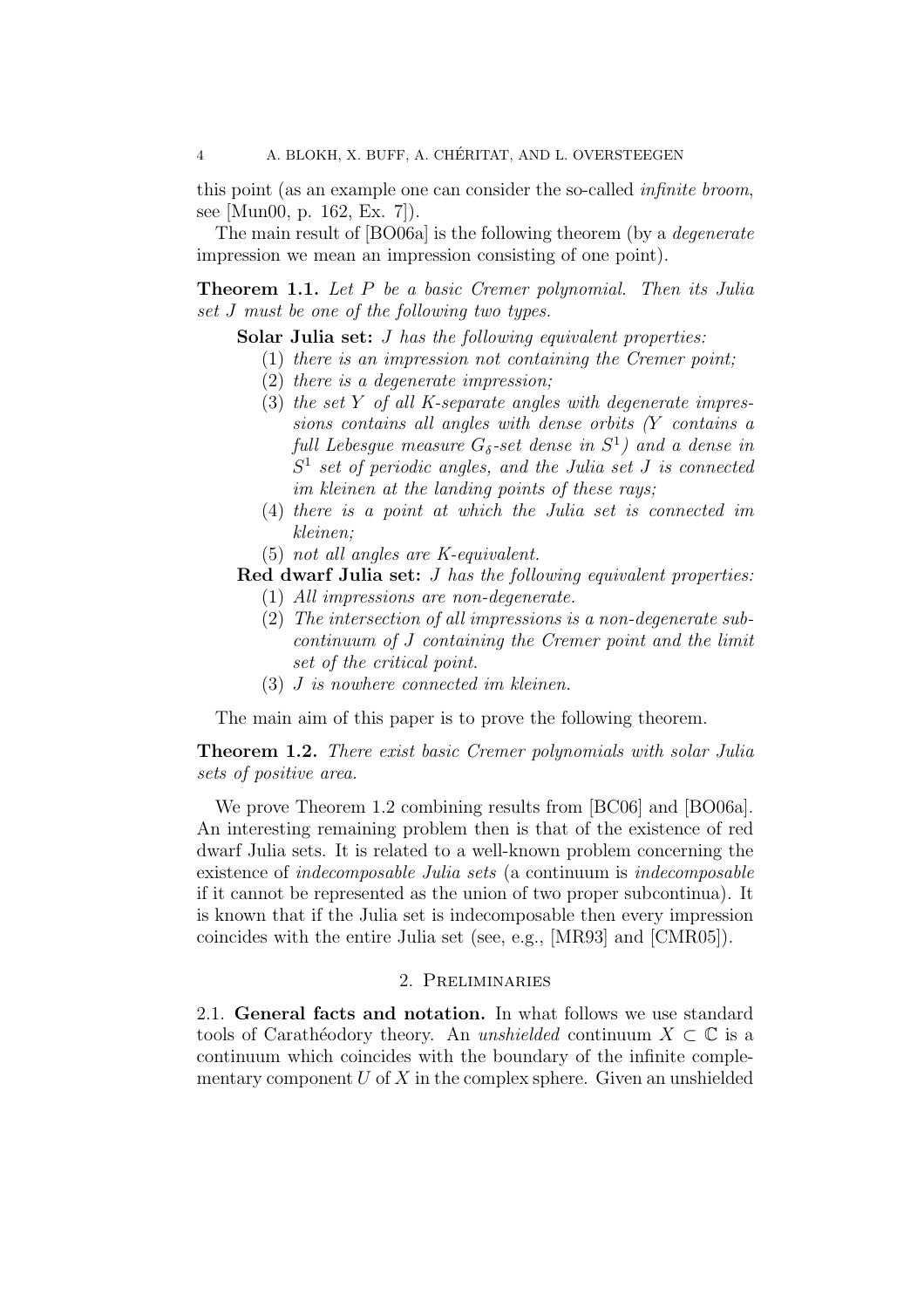this point (as an example one can consider the so-called *infinite broom*, see [Mun00, p. 162, Ex. 7]).

The main result of [BO06a] is the following theorem (by a *degenerate* impression we mean an impression consisting of one point).

**Theorem 1.1.** *Let $P$ be a basic Cremer polynomial. Then its Julia set $J$ must be one of the following two types.*

**Solar Julia set:** *$J$ has the following equivalent properties:*

1. *there is an impression not containing the Cremer point;*
2. *there is a degenerate impression;*
3. *the set $Y$ of all $K$-separate angles with degenerate impressions contains all angles with dense orbits ($Y$ contains a full Lebesgue measure $G_\delta$-set dense in $S^1$) and a dense in $S^1$ set of periodic angles, and the Julia set $J$ is connected im kleinen at the landing points of these rays;*
4. *there is a point at which the Julia set is connected im kleinen;*
5. *not all angles are $K$-equivalent.*

**Red dwarf Julia set:** *$J$ has the following equivalent properties:*

1. *All impressions are non-degenerate.*
2. *The intersection of all impressions is a non-degenerate subcontinuum of $J$ containing the Cremer point and the limit set of the critical point.*
3. *$J$ is nowhere connected im kleinen.*

The main aim of this paper is to prove the following theorem.

**Theorem 1.2.** *There exist basic Cremer polynomials with solar Julia sets of positive area.*

We prove Theorem 1.2 combining results from [BC06] and [BO06a]. An interesting remaining problem then is that of the existence of red dwarf Julia sets. It is related to a well-known problem concerning the existence of *indecomposable Julia sets* (a continuum is *indecomposable* if it cannot be represented as the union of two proper subcontinua). It is known that if the Julia set is indecomposable then every impression coincides with the entire Julia set (see, e.g., [MR93] and [CMR05]).

## 2. Preliminaries

2.1. **General facts and notation.** In what follows we use standard tools of Carathéodory theory. An *unshielded* continuum $X \subset \mathbb{C}$ is a continuum which coincides with the boundary of the infinite complementary component $U$ of $X$ in the complex sphere. Given an unshielded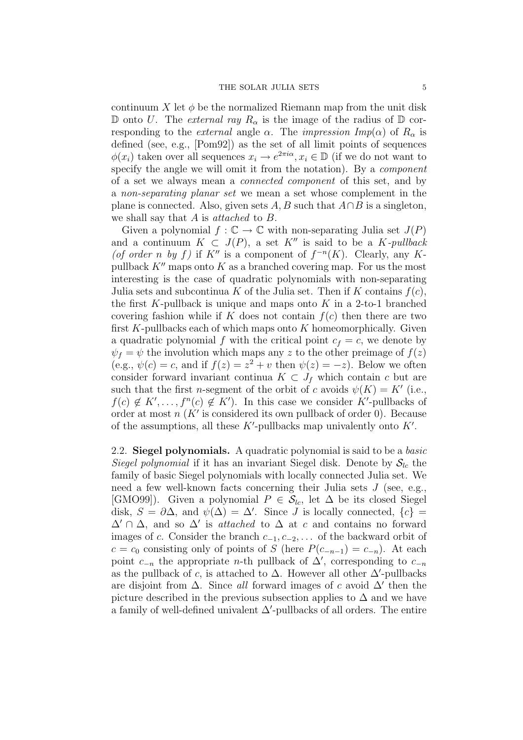continuum $X$ let $\phi$ be the normalized Riemann map from the unit disk $\mathbb{D}$ onto $U$. The *external ray* $R_\alpha$ is the image of the radius of $\mathbb{D}$ corresponding to the *external* angle $\alpha$. The *impression* $Imp(\alpha)$ of $R_\alpha$ is defined (see, e.g., [Pom92]) as the set of all limit points of sequences $\phi(x_i)$ taken over all sequences $x_i \to e^{2\pi i\alpha}, x_i \in \mathbb{D}$ (if we do not want to specify the angle we will omit it from the notation). By a *component* of a set we always mean a *connected component* of this set, and by a *non-separating planar set* we mean a set whose complement in the plane is connected. Also, given sets $A, B$ such that $A \cap B$ is a singleton, we shall say that $A$ is *attached* to $B$.

Given a polynomial $f : \mathbb{C} \to \mathbb{C}$ with non-separating Julia set $J(P)$ and a continuum $K \subset J(P)$, a set $K''$ is said to be a *$K$-pullback (of order $n$ by $f$)* if $K''$ is a component of $f^{-n}(K)$. Clearly, any $K$-pullback $K''$ maps onto $K$ as a branched covering map. For us the most interesting is the case of quadratic polynomials with non-separating Julia sets and subcontinua $K$ of the Julia set. Then if $K$ contains $f(c)$, the first $K$-pullback is unique and maps onto $K$ in a 2-to-1 branched covering fashion while if $K$ does not contain $f(c)$ then there are two first $K$-pullbacks each of which maps onto $K$ homeomorphically. Given a quadratic polynomial $f$ with the critical point $c_f = c$, we denote by $\psi_f = \psi$ the involution which maps any $z$ to the other preimage of $f(z)$ (e.g., $\psi(c) = c$, and if $f(z) = z^2 + v$ then $\psi(z) = -z$). Below we often consider forward invariant continua $K \subset J_f$ which contain $c$ but are such that the first $n$-segment of the orbit of $c$ avoids $\psi(K) = K'$ (i.e., $f(c) \notin K', \dots, f^n(c) \notin K'$). In this case we consider $K'$-pullbacks of order at most $n$ ($K'$ is considered its own pullback of order 0). Because of the assumptions, all these $K'$-pullbacks map univalently onto $K'$.

2.2. **Siegel polynomials.** A quadratic polynomial is said to be a *basic Siegel polynomial* if it has an invariant Siegel disk. Denote by $\mathcal{S}_{lc}$ the family of basic Siegel polynomials with locally connected Julia set. We need a few well-known facts concerning their Julia sets $J$ (see, e.g., [GMO99]). Given a polynomial $P \in \mathcal{S}_{lc}$, let $\Delta$ be its closed Siegel disk, $S = \partial\Delta$, and $\psi(\Delta) = \Delta'$. Since $J$ is locally connected, $\{c\} = \Delta' \cap \Delta$, and so $\Delta'$ is *attached* to $\Delta$ at $c$ and contains no forward images of $c$. Consider the branch $c_{-1}, c_{-2}, \dots$ of the backward orbit of $c = c_0$ consisting only of points of $S$ (here $P(c_{-n-1}) = c_{-n}$). At each point $c_{-n}$ the appropriate $n$-th pullback of $\Delta'$, corresponding to $c_{-n}$ as the pullback of $c$, is attached to $\Delta$. However all other $\Delta'$-pullbacks are disjoint from $\Delta$. Since *all* forward images of $c$ avoid $\Delta'$ then the picture described in the previous subsection applies to $\Delta$ and we have a family of well-defined univalent $\Delta'$-pullbacks of all orders. The entire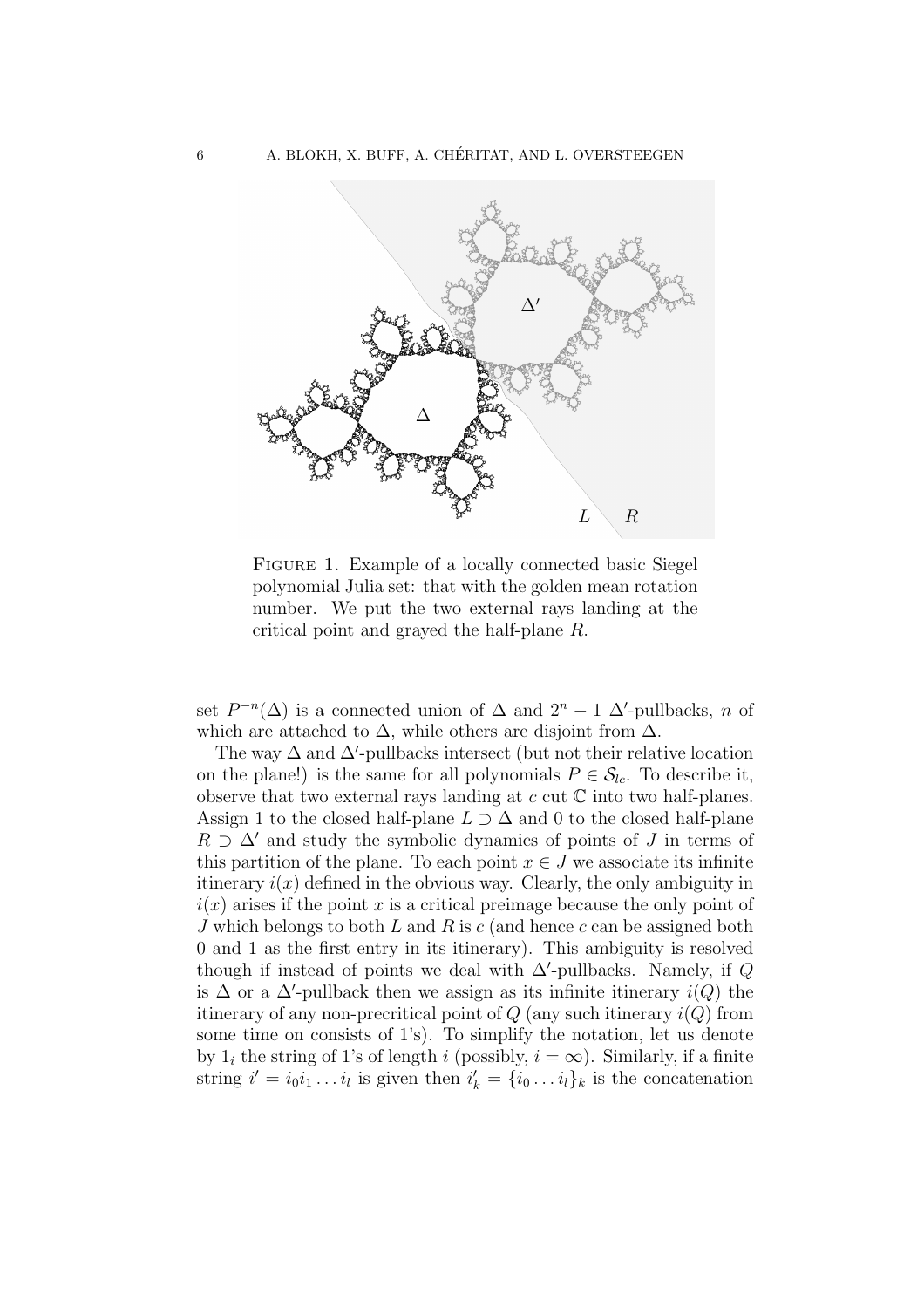FIGURE 1. Example of a locally connected basic Siegel polynomial Julia set: that with the golden mean rotation number. We put the two external rays landing at the critical point and grayed the half-plane $R$.

set $P^{-n}(\Delta)$ is a connected union of $\Delta$ and $2^n - 1$ $\Delta'$-pullbacks, $n$ of which are attached to $\Delta$, while others are disjoint from $\Delta$.

The way $\Delta$ and $\Delta'$-pullbacks intersect (but not their relative location on the plane!) is the same for all polynomials $P \in \mathcal{S}_{lc}$. To describe it, observe that two external rays landing at $c$ cut $\mathbb{C}$ into two half-planes. Assign 1 to the closed half-plane $L \supset \Delta$ and 0 to the closed half-plane $R \supset \Delta'$ and study the symbolic dynamics of points of $J$ in terms of this partition of the plane. To each point $x \in J$ we associate its infinite itinerary $i(x)$ defined in the obvious way. Clearly, the only ambiguity in $i(x)$ arises if the point $x$ is a critical preimage because the only point of $J$ which belongs to both $L$ and $R$ is $c$ (and hence $c$ can be assigned both 0 and 1 as the first entry in its itinerary). This ambiguity is resolved though if instead of points we deal with $\Delta'$-pullbacks. Namely, if $Q$ is $\Delta$ or a $\Delta'$-pullback then we assign as its infinite itinerary $i(Q)$ the itinerary of any non-precritical point of $Q$ (any such itinerary $i(Q)$ from some time on consists of 1's). To simplify the notation, let us denote by $1_i$ the string of 1's of length $i$ (possibly, $i = \infty$). Similarly, if a finite string $i' = i_0 i_1 \dots i_l$ is given then $i'_k = \{i_0 \dots i_l\}_k$ is the concatenation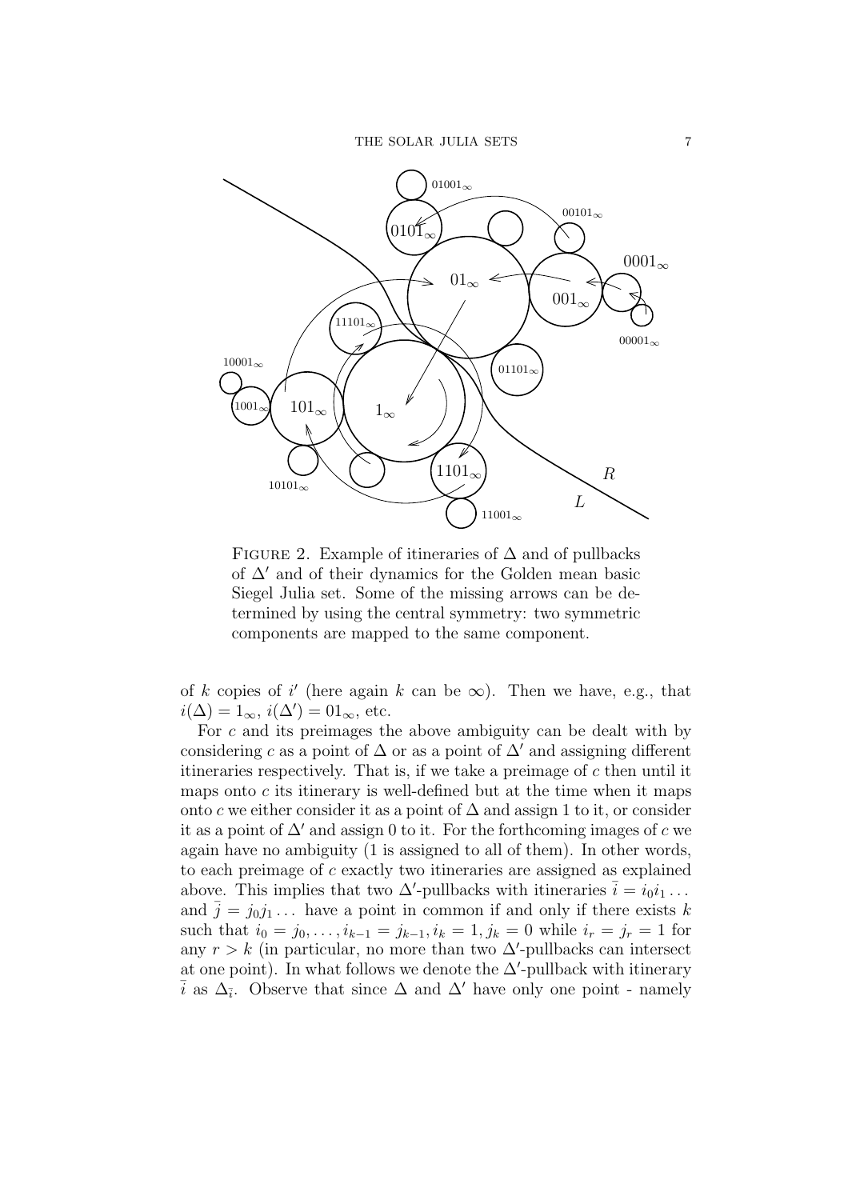FIGURE 2. Example of itineraries of $\Delta$ and of pullbacks of $\Delta'$ and of their dynamics for the Golden mean basic Siegel Julia set. Some of the missing arrows can be determined by using the central symmetry: two symmetric components are mapped to the same component.

of $k$ copies of $i'$ (here again $k$ can be $\infty$). Then we have, e.g., that $i(\Delta) = 1_\infty$, $i(\Delta') = 01_\infty$, etc.

For $c$ and its preimages the above ambiguity can be dealt with by considering $c$ as a point of $\Delta$ or as a point of $\Delta'$ and assigning different itineraries respectively. That is, if we take a preimage of $c$ then until it maps onto $c$ its itinerary is well-defined but at the time when it maps onto $c$ we either consider it as a point of $\Delta$ and assign 1 to it, or consider it as a point of $\Delta'$ and assign 0 to it. For the forthcoming images of $c$ we again have no ambiguity (1 is assigned to all of them). In other words, to each preimage of $c$ exactly two itineraries are assigned as explained above. This implies that two $\Delta'$-pullbacks with itineraries $\bar{i} = i_0 i_1 \dots$ and $\bar{j} = j_0 j_1 \dots$ have a point in common if and only if there exists $k$ such that $i_0 = j_0, \dots, i_{k-1} = j_{k-1}, i_k = 1, j_k = 0$ while $i_r = j_r = 1$ for any $r > k$ (in particular, no more than two $\Delta'$-pullbacks can intersect at one point). In what follows we denote the $\Delta'$-pullback with itinerary $\bar{i}$ as $\Delta_{\bar{i}}$. Observe that since $\Delta$ and $\Delta'$ have only one point - namely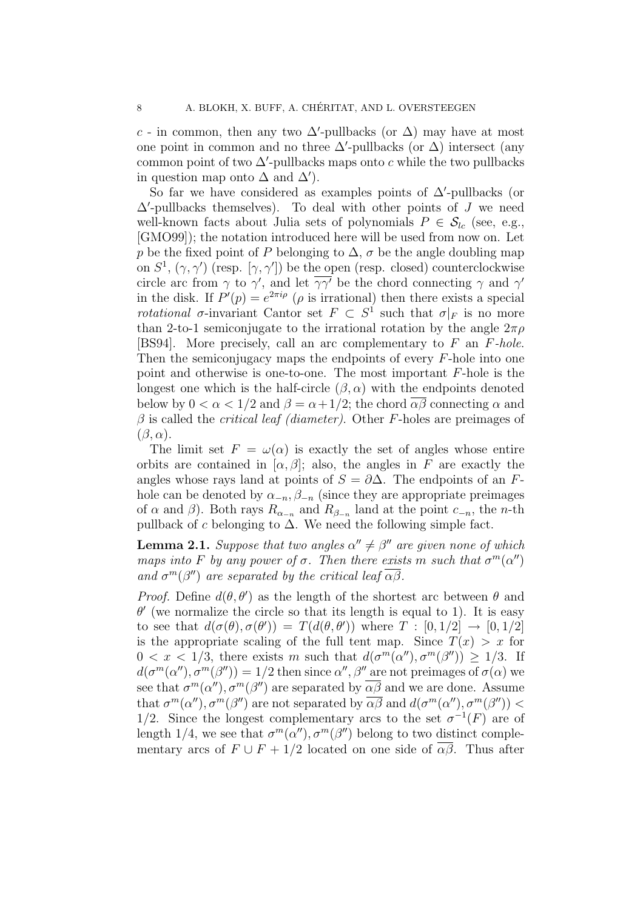$c$ - in common, then any two $\Delta'$-pullbacks (or $\Delta$) may have at most one point in common and no three $\Delta'$-pullbacks (or $\Delta$) intersect (any common point of two $\Delta'$-pullbacks maps onto $c$ while the two pullbacks in question map onto $\Delta$ and $\Delta'$).

So far we have considered as examples points of $\Delta'$-pullbacks (or $\Delta'$-pullbacks themselves). To deal with other points of $J$ we need well-known facts about Julia sets of polynomials $P \in \mathcal{S}_{lc}$ (see, e.g., [GMO99]); the notation introduced here will be used from now on. Let $p$ be the fixed point of $P$ belonging to $\Delta$, $\sigma$ be the angle doubling map on $S^1$, $(\gamma, \gamma')$ (resp. $[\gamma, \gamma']$) be the open (resp. closed) counterclockwise circle arc from $\gamma$ to $\gamma'$, and let $\overline{\gamma\gamma'}$ be the chord connecting $\gamma$ and $\gamma'$ in the disk. If $P'(p) = e^{2\pi i \rho}$ ($\rho$ is irrational) then there exists a special *rotational* $\sigma$-invariant Cantor set $F \subset S^1$ such that $\sigma|_F$ is no more than 2-to-1 semiconjugate to the irrational rotation by the angle $2\pi\rho$ [BS94]. More precisely, call an arc complementary to $F$ an *$F$-hole*. Then the semiconjugacy maps the endpoints of every $F$-hole into one point and otherwise is one-to-one. The most important $F$-hole is the longest one which is the half-circle $(\beta, \alpha)$ with the endpoints denoted below by $0 < \alpha < 1/2$ and $\beta = \alpha + 1/2$; the chord $\overline{\alpha\beta}$ connecting $\alpha$ and $\beta$ is called the *critical leaf (diameter)*. Other $F$-holes are preimages of $(\beta, \alpha)$.

The limit set $F = \omega(\alpha)$ is exactly the set of angles whose entire orbits are contained in $[\alpha, \beta]$; also, the angles in $F$ are exactly the angles whose rays land at points of $S = \partial\Delta$. The endpoints of an $F$-hole can be denoted by $\alpha_{-n}, \beta_{-n}$ (since they are appropriate preimages of $\alpha$ and $\beta$). Both rays $R_{\alpha_{-n}}$ and $R_{\beta_{-n}}$ land at the point $c_{-n}$, the $n$-th pullback of $c$ belonging to $\Delta$. We need the following simple fact.

**Lemma 2.1.** *Suppose that two angles $\alpha'' \neq \beta''$ are given none of which maps into $F$ by any power of $\sigma$. Then there exists $m$ such that $\sigma^m(\alpha'')$ and $\sigma^m(\beta'')$ are separated by the critical leaf $\overline{\alpha\beta}$.*

*Proof.* Define $d(\theta, \theta')$ as the length of the shortest arc between $\theta$ and $\theta'$ (we normalize the circle so that its length is equal to 1). It is easy to see that $d(\sigma(\theta), \sigma(\theta')) = T(d(\theta, \theta'))$ where $T : [0, 1/2] \to [0, 1/2]$ is the appropriate scaling of the full tent map. Since $T(x) > x$ for $0 < x < 1/3$, there exists $m$ such that $d(\sigma^m(\alpha''), \sigma^m(\beta'')) \geq 1/3$. If $d(\sigma^m(\alpha''), \sigma^m(\beta'')) = 1/2$ then since $\alpha'', \beta''$ are not preimages of $\sigma(\alpha)$ we see that $\sigma^m(\alpha''), \sigma^m(\beta'')$ are separated by $\overline{\alpha\beta}$ and we are done. Assume that $\sigma^m(\alpha''), \sigma^m(\beta'')$ are not separated by $\overline{\alpha\beta}$ and $d(\sigma^m(\alpha''), \sigma^m(\beta'')) < 1/2$. Since the longest complementary arcs to the set $\sigma^{-1}(F)$ are of length $1/4$, we see that $\sigma^m(\alpha''), \sigma^m(\beta'')$ belong to two distinct complementary arcs of $F \cup F + 1/2$ located on one side of $\overline{\alpha\beta}$. Thus after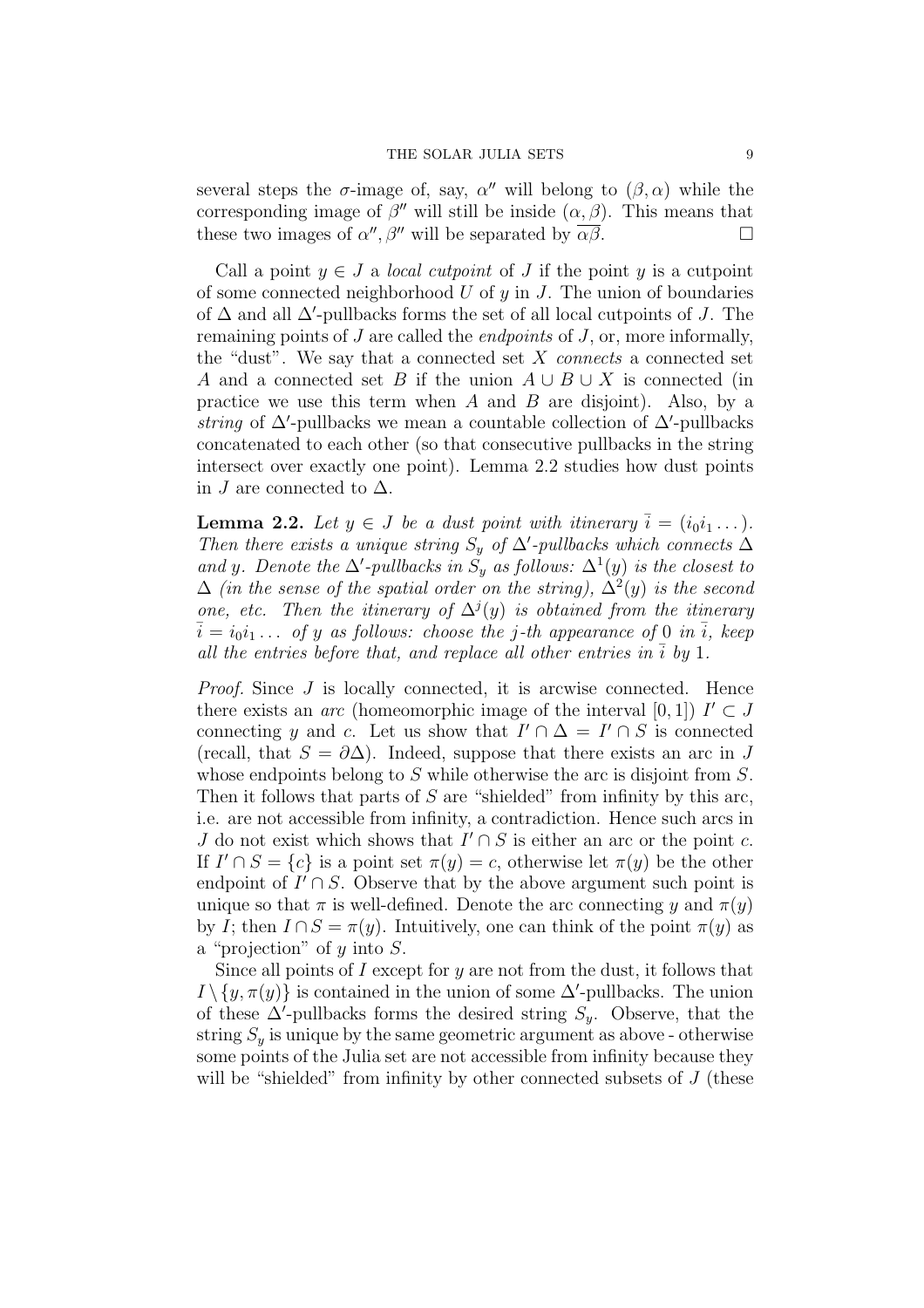several steps the $\sigma$-image of, say, $\alpha''$ will belong to $(\beta, \alpha)$ while the corresponding image of $\beta''$ will still be inside $(\alpha, \beta)$. This means that these two images of $\alpha'', \beta''$ will be separated by $\overline{\alpha\beta}$. $\square$

Call a point $y \in J$ a *local cutpoint* of $J$ if the point $y$ is a cutpoint of some connected neighborhood $U$ of $y$ in $J$. The union of boundaries of $\Delta$ and all $\Delta'$-pullbacks forms the set of all local cutpoints of $J$. The remaining points of $J$ are called the *endpoints* of $J$, or, more informally, the "dust". We say that a connected set $X$ *connects* a connected set $A$ and a connected set $B$ if the union $A \cup B \cup X$ is connected (in practice we use this term when $A$ and $B$ are disjoint). Also, by a *string* of $\Delta'$-pullbacks we mean a countable collection of $\Delta'$-pullbacks concatenated to each other (so that consecutive pullbacks in the string intersect over exactly one point). Lemma 2.2 studies how dust points in $J$ are connected to $\Delta$.

**Lemma 2.2.** *Let $y \in J$ be a dust point with itinerary $\bar{i} = (i_0 i_1 \dots)$. Then there exists a unique string $S_y$ of $\Delta'$-pullbacks which connects $\Delta$ and $y$. Denote the $\Delta'$-pullbacks in $S_y$ as follows: $\Delta^1(y)$ is the closest to $\Delta$ (in the sense of the spatial order on the string), $\Delta^2(y)$ is the second one, etc. Then the itinerary of $\Delta^j(y)$ is obtained from the itinerary $\bar{i} = i_0 i_1 \dots$ of $y$ as follows: choose the $j$-th appearance of $0$ in $\bar{i}$, keep all the entries before that, and replace all other entries in $\bar{i}$ by $1$.*

*Proof.* Since $J$ is locally connected, it is arcwise connected. Hence there exists an *arc* (homeomorphic image of the interval $[0, 1]$) $I' \subset J$ connecting $y$ and $c$. Let us show that $I' \cap \Delta = I' \cap S$ is connected (recall, that $S = \partial\Delta$). Indeed, suppose that there exists an arc in $J$ whose endpoints belong to $S$ while otherwise the arc is disjoint from $S$. Then it follows that parts of $S$ are "shielded" from infinity by this arc, i.e. are not accessible from infinity, a contradiction. Hence such arcs in $J$ do not exist which shows that $I' \cap S$ is either an arc or the point $c$. If $I' \cap S = \{c\}$ is a point set $\pi(y) = c$, otherwise let $\pi(y)$ be the other endpoint of $I' \cap S$. Observe that by the above argument such point is unique so that $\pi$ is well-defined. Denote the arc connecting $y$ and $\pi(y)$ by $I$; then $I \cap S = \pi(y)$. Intuitively, one can think of the point $\pi(y)$ as a "projection" of $y$ into $S$.

Since all points of $I$ except for $y$ are not from the dust, it follows that $I \setminus \{y, \pi(y)\}$ is contained in the union of some $\Delta'$-pullbacks. The union of these $\Delta'$-pullbacks forms the desired string $S_y$. Observe, that the string $S_y$ is unique by the same geometric argument as above - otherwise some points of the Julia set are not accessible from infinity because they will be "shielded" from infinity by other connected subsets of $J$ (these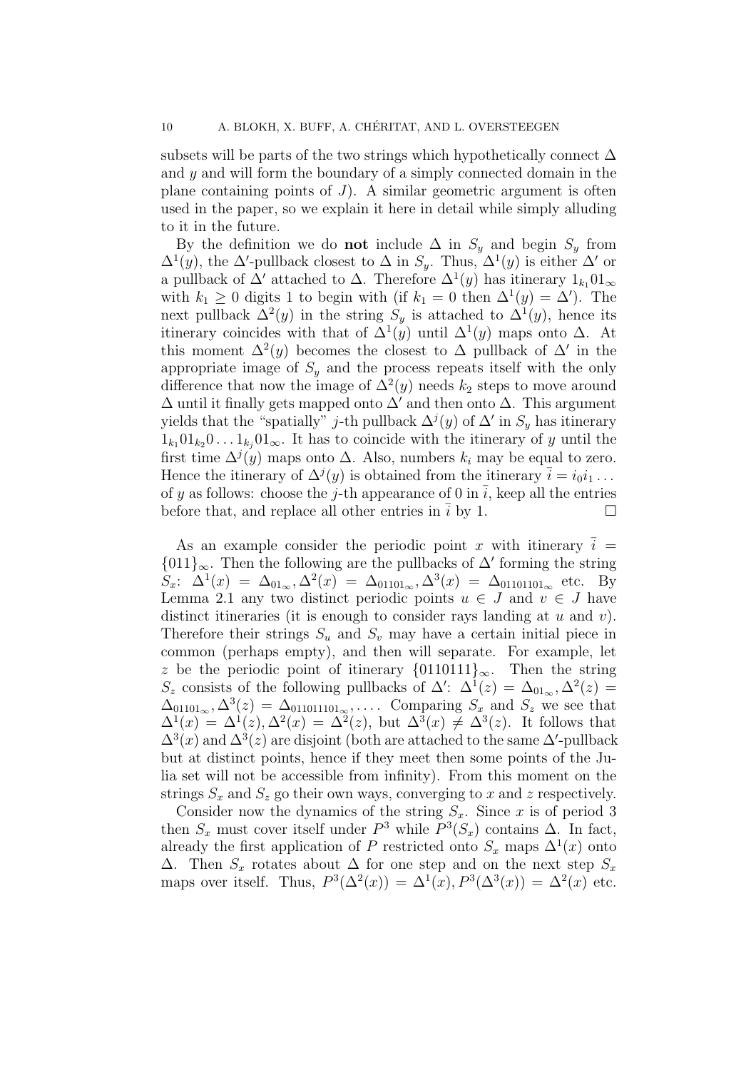subsets will be parts of the two strings which hypothetically connect $\Delta$ and $y$ and will form the boundary of a simply connected domain in the plane containing points of $J$). A similar geometric argument is often used in the paper, so we explain it here in detail while simply alluding to it in the future.

By the definition we do **not** include $\Delta$ in $S_y$ and begin $S_y$ from $\Delta^1(y)$, the $\Delta'$-pullback closest to $\Delta$ in $S_y$. Thus, $\Delta^1(y)$ is either $\Delta'$ or a pullback of $\Delta'$ attached to $\Delta$. Therefore $\Delta^1(y)$ has itinerary $1_{k_1}01_\infty$ with $k_1 \geq 0$ digits 1 to begin with (if $k_1 = 0$ then $\Delta^1(y) = \Delta'$). The next pullback $\Delta^2(y)$ in the string $S_y$ is attached to $\Delta^1(y)$, hence its itinerary coincides with that of $\Delta^1(y)$ until $\Delta^1(y)$ maps onto $\Delta$. At this moment $\Delta^2(y)$ becomes the closest to $\Delta$ pullback of $\Delta'$ in the appropriate image of $S_y$ and the process repeats itself with the only difference that now the image of $\Delta^2(y)$ needs $k_2$ steps to move around $\Delta$ until it finally gets mapped onto $\Delta'$ and then onto $\Delta$. This argument yields that the "spatially" $j$-th pullback $\Delta^j(y)$ of $\Delta'$ in $S_y$ has itinerary $1_{k_1}01_{k_2}0\dots1_{k_j}01_\infty$. It has to coincide with the itinerary of $y$ until the first time $\Delta^j(y)$ maps onto $\Delta$. Also, numbers $k_i$ may be equal to zero. Hence the itinerary of $\Delta^j(y)$ is obtained from the itinerary $\bar{i} = i_0 i_1 \dots$ of $y$ as follows: choose the $j$-th appearance of 0 in $\bar{i}$, keep all the entries before that, and replace all other entries in $\bar{i}$ by 1. $\square$

As an example consider the periodic point $x$ with itinerary $\bar{i} = \{011\}_\infty$. Then the following are the pullbacks of $\Delta'$ forming the string $S_x$: $\Delta^1(x) = \Delta_{01_\infty}, \Delta^2(x) = \Delta_{01101_\infty}, \Delta^3(x) = \Delta_{01101101_\infty}$ etc. By Lemma 2.1 any two distinct periodic points $u \in J$ and $v \in J$ have distinct itineraries (it is enough to consider rays landing at $u$ and $v$). Therefore their strings $S_u$ and $S_v$ may have a certain initial piece in common (perhaps empty), and then will separate. For example, let $z$ be the periodic point of itinerary $\{0110111\}_\infty$. Then the string $S_z$ consists of the following pullbacks of $\Delta'$: $\Delta^1(z) = \Delta_{01_\infty}, \Delta^2(z) = \Delta_{01101_\infty}, \Delta^3(z) = \Delta_{011011101_\infty}, \dots$. Comparing $S_x$ and $S_z$ we see that $\Delta^1(x) = \Delta^1(z), \Delta^2(x) = \Delta^2(z)$, but $\Delta^3(x) \neq \Delta^3(z)$. It follows that $\Delta^3(x)$ and $\Delta^3(z)$ are disjoint (both are attached to the same $\Delta'$-pullback but at distinct points, hence if they meet then some points of the Julia set will not be accessible from infinity). From this moment on the strings $S_x$ and $S_z$ go their own ways, converging to $x$ and $z$ respectively.

Consider now the dynamics of the string $S_x$. Since $x$ is of period 3 then $S_x$ must cover itself under $P^3$ while $P^3(S_x)$ contains $\Delta$. In fact, already the first application of $P$ restricted onto $S_x$ maps $\Delta^1(x)$ onto $\Delta$. Then $S_x$ rotates about $\Delta$ for one step and on the next step $S_x$ maps over itself. Thus, $P^3(\Delta^2(x)) = \Delta^1(x), P^3(\Delta^3(x)) = \Delta^2(x)$ etc.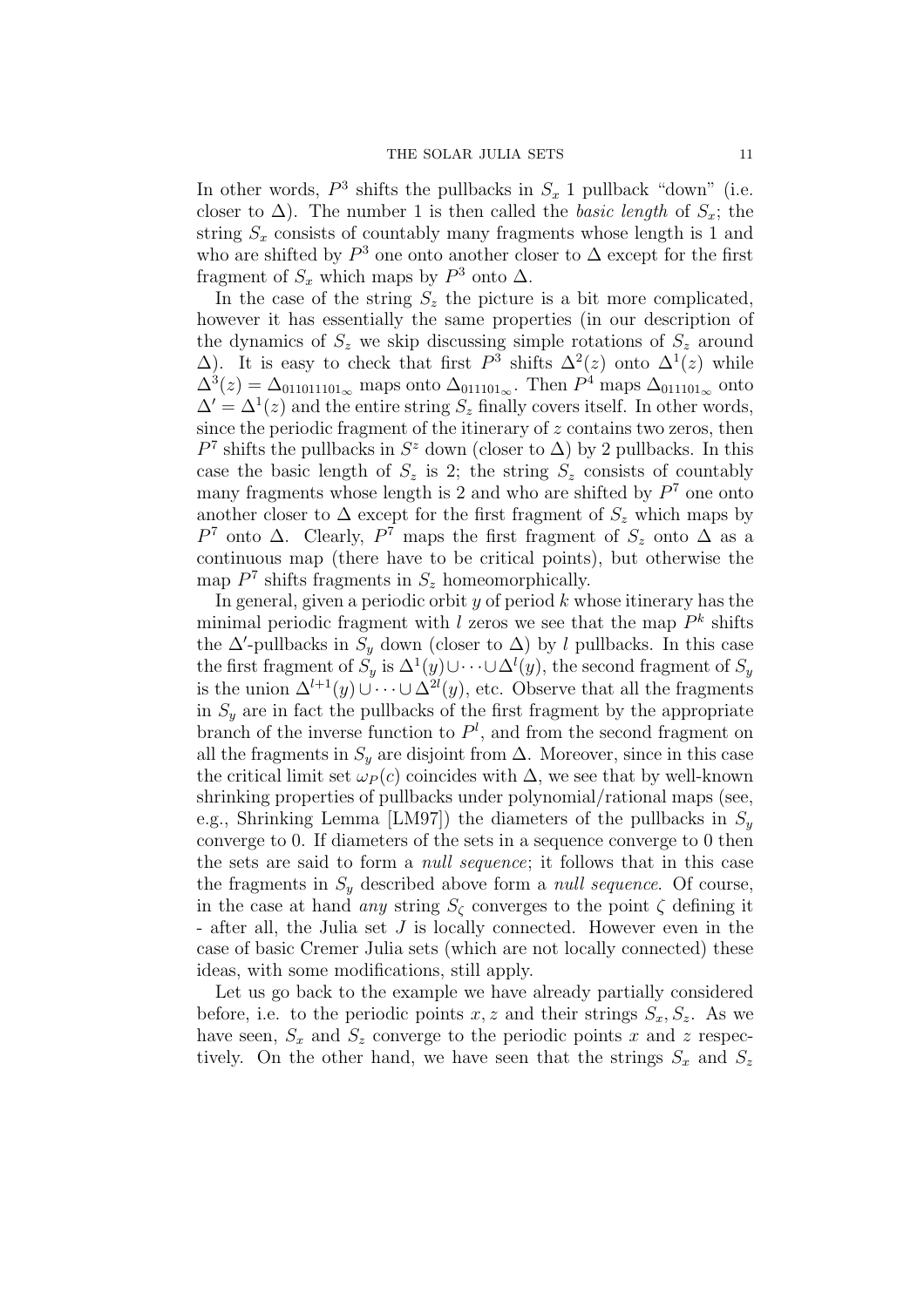In other words, $P^3$ shifts the pullbacks in $S_x$ 1 pullback "down" (i.e. closer to $\Delta$). The number 1 is then called the *basic length* of $S_x$; the string $S_x$ consists of countably many fragments whose length is 1 and who are shifted by $P^3$ one onto another closer to $\Delta$ except for the first fragment of $S_x$ which maps by $P^3$ onto $\Delta$.

In the case of the string $S_z$ the picture is a bit more complicated, however it has essentially the same properties (in our description of the dynamics of $S_z$ we skip discussing simple rotations of $S_z$ around $\Delta$). It is easy to check that first $P^3$ shifts $\Delta^2(z)$ onto $\Delta^1(z)$ while $\Delta^3(z) = \Delta_{011011101_\infty}$ maps onto $\Delta_{011101_\infty}$. Then $P^4$ maps $\Delta_{011101_\infty}$ onto $\Delta' = \Delta^1(z)$ and the entire string $S_z$ finally covers itself. In other words, since the periodic fragment of the itinerary of $z$ contains two zeros, then $P^7$ shifts the pullbacks in $S^z$ down (closer to $\Delta$) by 2 pullbacks. In this case the basic length of $S_z$ is 2; the string $S_z$ consists of countably many fragments whose length is 2 and who are shifted by $P^7$ one onto another closer to $\Delta$ except for the first fragment of $S_z$ which maps by $P^7$ onto $\Delta$. Clearly, $P^7$ maps the first fragment of $S_z$ onto $\Delta$ as a continuous map (there have to be critical points), but otherwise the map $P^7$ shifts fragments in $S_z$ homeomorphically.

In general, given a periodic orbit $y$ of period $k$ whose itinerary has the minimal periodic fragment with $l$ zeros we see that the map $P^k$ shifts the $\Delta'$-pullbacks in $S_y$ down (closer to $\Delta$) by $l$ pullbacks. In this case the first fragment of $S_y$ is $\Delta^1(y) \cup \dots \cup \Delta^l(y)$, the second fragment of $S_y$ is the union $\Delta^{l+1}(y) \cup \dots \cup \Delta^{2l}(y)$, etc. Observe that all the fragments in $S_y$ are in fact the pullbacks of the first fragment by the appropriate branch of the inverse function to $P^l$, and from the second fragment on all the fragments in $S_y$ are disjoint from $\Delta$. Moreover, since in this case the critical limit set $\omega_P(c)$ coincides with $\Delta$, we see that by well-known shrinking properties of pullbacks under polynomial/rational maps (see, e.g., Shrinking Lemma [LM97]) the diameters of the pullbacks in $S_y$ converge to 0. If diameters of the sets in a sequence converge to 0 then the sets are said to form a *null sequence*; it follows that in this case the fragments in $S_y$ described above form a *null sequence*. Of course, in the case at hand *any* string $S_\zeta$ converges to the point $\zeta$ defining it - after all, the Julia set $J$ is locally connected. However even in the case of basic Cremer Julia sets (which are not locally connected) these ideas, with some modifications, still apply.

Let us go back to the example we have already partially considered before, i.e. to the periodic points $x, z$ and their strings $S_x, S_z$. As we have seen, $S_x$ and $S_z$ converge to the periodic points $x$ and $z$ respectively. On the other hand, we have seen that the strings $S_x$ and $S_z$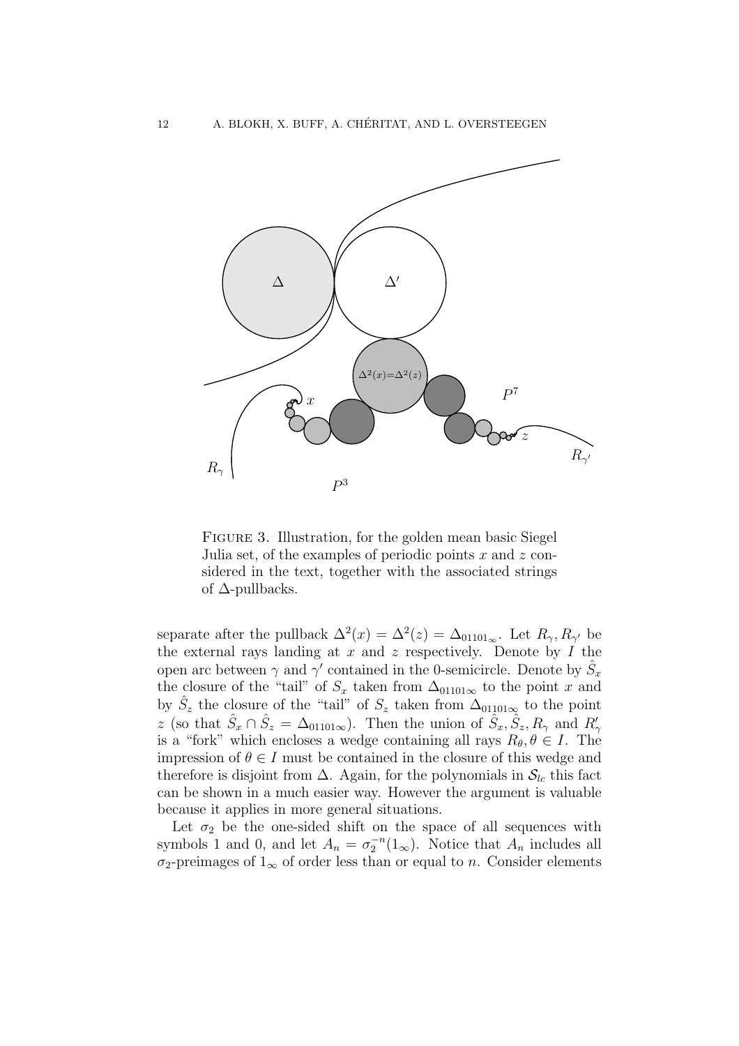FIGURE 3. Illustration, for the golden mean basic Siegel Julia set, of the examples of periodic points $x$ and $z$ considered in the text, together with the associated strings of $\Delta$-pullbacks.

separate after the pullback $\Delta^2(x) = \Delta^2(z) = \Delta_{01101_\infty}$. Let $R_\gamma, R_{\gamma'}$ be the external rays landing at $x$ and $z$ respectively. Denote by $I$ the open arc between $\gamma$ and $\gamma'$ contained in the 0-semicircle. Denote by $\hat{S}_x$ the closure of the "tail" of $S_x$ taken from $\Delta_{01101\infty}$ to the point $x$ and by $\hat{S}_z$ the closure of the "tail" of $S_z$ taken from $\Delta_{01101\infty}$ to the point $z$ (so that $\hat{S}_x \cap \hat{S}_z = \Delta_{01101\infty}$). Then the union of $\hat{S}_x, \hat{S}_z, R_\gamma$ and $R'_\gamma$ is a "fork" which encloses a wedge containing all rays $R_\theta, \theta \in I$. The impression of $\theta \in I$ must be contained in the closure of this wedge and therefore is disjoint from $\Delta$. Again, for the polynomials in $\mathcal{S}_{lc}$ this fact can be shown in a much easier way. However the argument is valuable because it applies in more general situations.

Let $\sigma_2$ be the one-sided shift on the space of all sequences with symbols 1 and 0, and let $A_n = \sigma_2^{-n}(1_\infty)$. Notice that $A_n$ includes all $\sigma_2$-preimages of $1_\infty$ of order less than or equal to $n$. Consider elements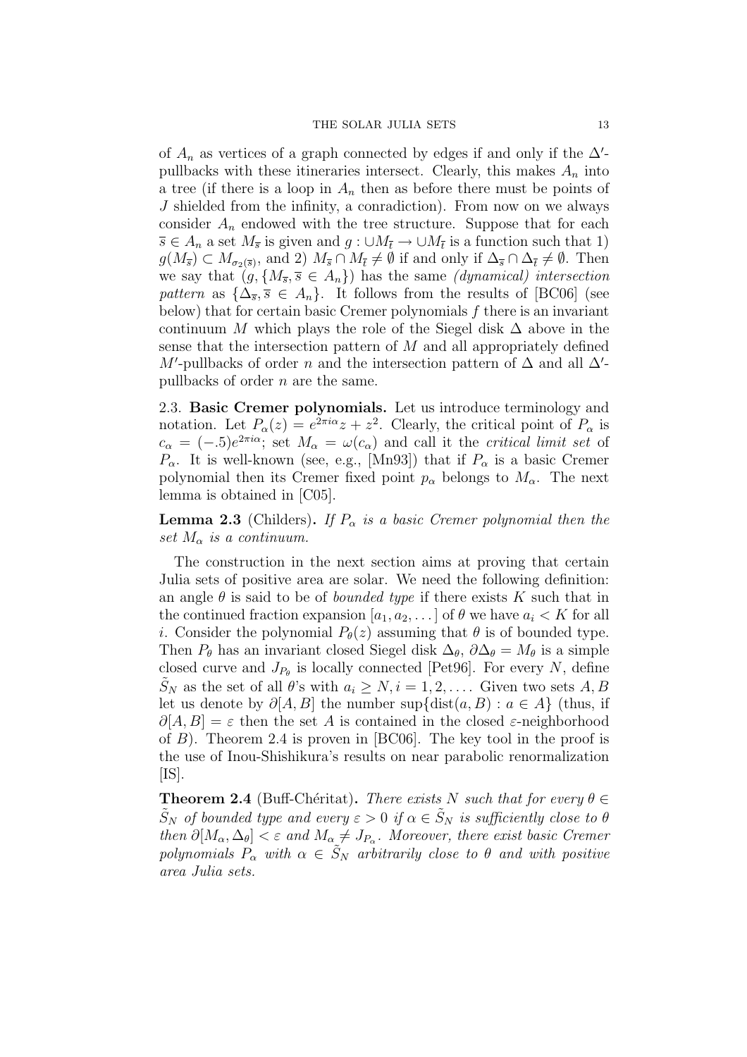of $A_n$ as vertices of a graph connected by edges if and only if the $\Delta'$-pullbacks with these itineraries intersect. Clearly, this makes $A_n$ into a tree (if there is a loop in $A_n$ then as before there must be points of $J$ shielded from the infinity, a conradiction). From now on we always consider $A_n$ endowed with the tree structure. Suppose that for each $\overline{s} \in A_n$ a set $M_{\overline{s}}$ is given and $g : \cup M_{\overline{t}} \to \cup M_{\overline{t}}$ is a function such that 1) $g(M_{\overline{s}}) \subset M_{\sigma_2(\overline{s})}$, and 2) $M_{\overline{s}} \cap M_{\overline{t}} \neq \emptyset$ if and only if $\Delta_{\overline{s}} \cap \Delta_{\overline{t}} \neq \emptyset$. Then we say that $(g, \{M_{\overline{s}}, \overline{s} \in A_n\})$ has the same *(dynamical) intersection pattern* as $\{\Delta_{\overline{s}}, \overline{s} \in A_n\}$. It follows from the results of [BC06] (see below) that for certain basic Cremer polynomials $f$ there is an invariant continuum $M$ which plays the role of the Siegel disk $\Delta$ above in the sense that the intersection pattern of $M$ and all appropriately defined $M'$-pullbacks of order $n$ and the intersection pattern of $\Delta$ and all $\Delta'$-pullbacks of order $n$ are the same.

2.3. **Basic Cremer polynomials.** Let us introduce terminology and notation. Let $P_\alpha(z) = e^{2\pi i\alpha}z + z^2$. Clearly, the critical point of $P_\alpha$ is $c_\alpha = (-.5)e^{2\pi i\alpha}$; set $M_\alpha = \omega(c_\alpha)$ and call it the *critical limit set* of $P_\alpha$. It is well-known (see, e.g., [Mn93]) that if $P_\alpha$ is a basic Cremer polynomial then its Cremer fixed point $p_\alpha$ belongs to $M_\alpha$. The next lemma is obtained in [C05].

**Lemma 2.3** (Childers)**.** *If $P_\alpha$ is a basic Cremer polynomial then the set $M_\alpha$ is a continuum.*

The construction in the next section aims at proving that certain Julia sets of positive area are solar. We need the following definition: an angle $\theta$ is said to be of *bounded type* if there exists $K$ such that in the continued fraction expansion $[a_1, a_2, \dots]$ of $\theta$ we have $a_i < K$ for all $i$. Consider the polynomial $P_\theta(z)$ assuming that $\theta$ is of bounded type. Then $P_\theta$ has an invariant closed Siegel disk $\Delta_\theta$, $\partial\Delta_\theta = M_\theta$ is a simple closed curve and $J_{P_\theta}$ is locally connected [Pet96]. For every $N$, define $\tilde{S}_N$ as the set of all $\theta$'s with $a_i \geq N, i = 1, 2, \dots$. Given two sets $A, B$ let us denote by $\partial[A, B]$ the number $\sup\{\text{dist}(a, B) : a \in A\}$ (thus, if $\partial[A, B] = \varepsilon$ then the set $A$ is contained in the closed $\varepsilon$-neighborhood of $B$). Theorem 2.4 is proven in [BC06]. The key tool in the proof is the use of Inou-Shishikura's results on near parabolic renormalization [IS].

**Theorem 2.4** (Buff-Chéritat)**.** *There exists $N$ such that for every $\theta \in \tilde{S}_N$ of bounded type and every $\varepsilon > 0$ if $\alpha \in \tilde{S}_N$ is sufficiently close to $\theta$ then $\partial[M_\alpha, \Delta_\theta] < \varepsilon$ and $M_\alpha \neq J_{P_\alpha}$. Moreover, there exist basic Cremer polynomials $P_\alpha$ with $\alpha \in \tilde{S}_N$ arbitrarily close to $\theta$ and with positive area Julia sets.*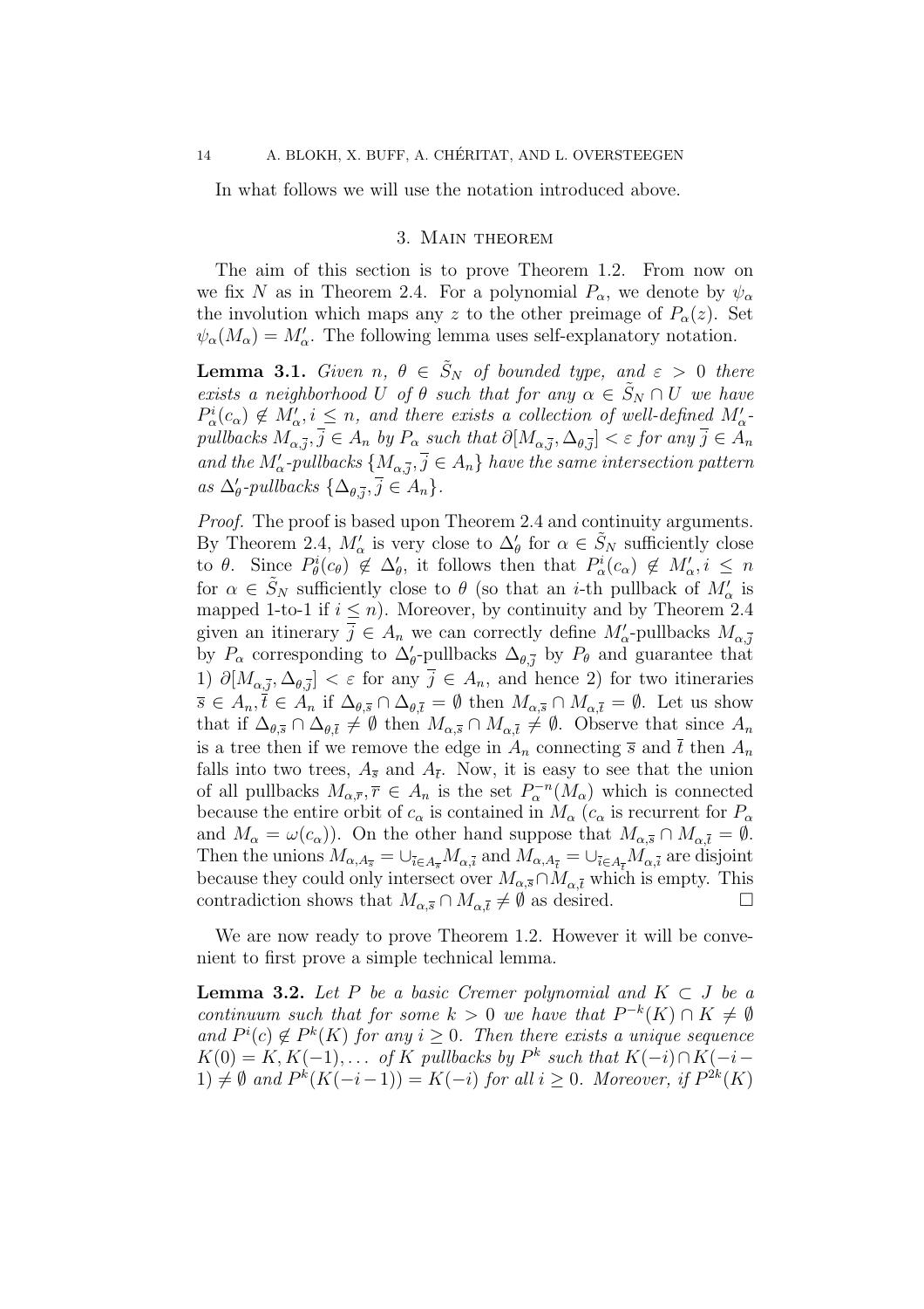In what follows we will use the notation introduced above.

## 3. Main theorem

The aim of this section is to prove Theorem 1.2. From now on we fix $N$ as in Theorem 2.4. For a polynomial $P_\alpha$, we denote by $\psi_\alpha$ the involution which maps any $z$ to the other preimage of $P_\alpha(z)$. Set $\psi_\alpha(M_\alpha) = M'_\alpha$. The following lemma uses self-explanatory notation.

**Lemma 3.1.** *Given $n$, $\theta \in \tilde{S}_N$ of bounded type, and $\varepsilon > 0$ there exists a neighborhood $U$ of $\theta$ such that for any $\alpha \in \tilde{S}_N \cap U$ we have $P^i_\alpha(c_\alpha) \notin M'_\alpha, i \leq n$, and there exists a collection of well-defined $M'_\alpha$-pullbacks $M_{\alpha,\overline{j}}, \overline{j} \in A_n$ by $P_\alpha$ such that $\partial[M_{\alpha,\overline{j}}, \Delta_{\theta,\overline{j}}] < \varepsilon$ for any $\overline{j} \in A_n$ and the $M'_\alpha$-pullbacks $\{M_{\alpha,\overline{j}}, \overline{j} \in A_n\}$ have the same intersection pattern as $\Delta'_\theta$-pullbacks $\{\Delta_{\theta,\overline{j}}, \overline{j} \in A_n\}$.*

*Proof.* The proof is based upon Theorem 2.4 and continuity arguments. By Theorem 2.4, $M'_\alpha$ is very close to $\Delta'_\theta$ for $\alpha \in \tilde{S}_N$ sufficiently close to $\theta$. Since $P^i_\theta(c_\theta) \notin \Delta'_\theta$, it follows then that $P^i_\alpha(c_\alpha) \notin M'_\alpha, i \leq n$ for $\alpha \in \tilde{S}_N$ sufficiently close to $\theta$ (so that an $i$-th pullback of $M'_\alpha$ is mapped 1-to-1 if $i \leq n$). Moreover, by continuity and by Theorem 2.4 given an itinerary $\overline{j} \in A_n$ we can correctly define $M'_\alpha$-pullbacks $M_{\alpha,\overline{j}}$ by $P_\alpha$ corresponding to $\Delta'_\theta$-pullbacks $\Delta_{\theta,\overline{j}}$ by $P_\theta$ and guarantee that 1) $\partial[M_{\alpha,\overline{j}}, \Delta_{\theta,\overline{j}}] < \varepsilon$ for any $\overline{j} \in A_n$, and hence 2) for two itineraries $\overline{s} \in A_n, \overline{t} \in A_n$ if $\Delta_{\theta,\overline{s}} \cap \Delta_{\theta,\overline{t}} = \emptyset$ then $M_{\alpha,\overline{s}} \cap M_{\alpha,\overline{t}} = \emptyset$. Let us show that if $\Delta_{\theta,\overline{s}} \cap \Delta_{\theta,\overline{t}} \neq \emptyset$ then $M_{\alpha,\overline{s}} \cap M_{\alpha,\overline{t}} \neq \emptyset$. Observe that since $A_n$ is a tree then if we remove the edge in $A_n$ connecting $\overline{s}$ and $\overline{t}$ then $A_n$ falls into two trees, $A_{\overline{s}}$ and $A_{\overline{t}}$. Now, it is easy to see that the union of all pullbacks $M_{\alpha,\overline{r}}, \overline{r} \in A_n$ is the set $P^{-n}_\alpha(M_\alpha)$ which is connected because the entire orbit of $c_\alpha$ is contained in $M_\alpha$ ($c_\alpha$ is recurrent for $P_\alpha$ and $M_\alpha = \omega(c_\alpha)$). On the other hand suppose that $M_{\alpha,\overline{s}} \cap M_{\alpha,\overline{t}} = \emptyset$. Then the unions $M_{\alpha,A_{\overline{s}}} = \cup_{\overline{i} \in A_{\overline{s}}} M_{\alpha,\overline{i}}$ and $M_{\alpha,A_{\overline{t}}} = \cup_{\overline{i} \in A_{\overline{t}}} M_{\alpha,\overline{i}}$ are disjoint because they could only intersect over $M_{\alpha,\overline{s}} \cap M_{\alpha,\overline{t}}$ which is empty. This contradiction shows that $M_{\alpha,\overline{s}} \cap M_{\alpha,\overline{t}} \neq \emptyset$ as desired. $\square$

We are now ready to prove Theorem 1.2. However it will be convenient to first prove a simple technical lemma.

**Lemma 3.2.** *Let $P$ be a basic Cremer polynomial and $K \subset J$ be a continuum such that for some $k > 0$ we have that $P^{-k}(K) \cap K \neq \emptyset$ and $P^i(c) \notin P^k(K)$ for any $i \geq 0$. Then there exists a unique sequence $K(0) = K, K(-1), \ldots$ of $K$ pullbacks by $P^k$ such that $K(-i) \cap K(-i-1) \neq \emptyset$ and $P^k(K(-i-1)) = K(-i)$ for all $i \geq 0$. Moreover, if $P^{2k}(K)$*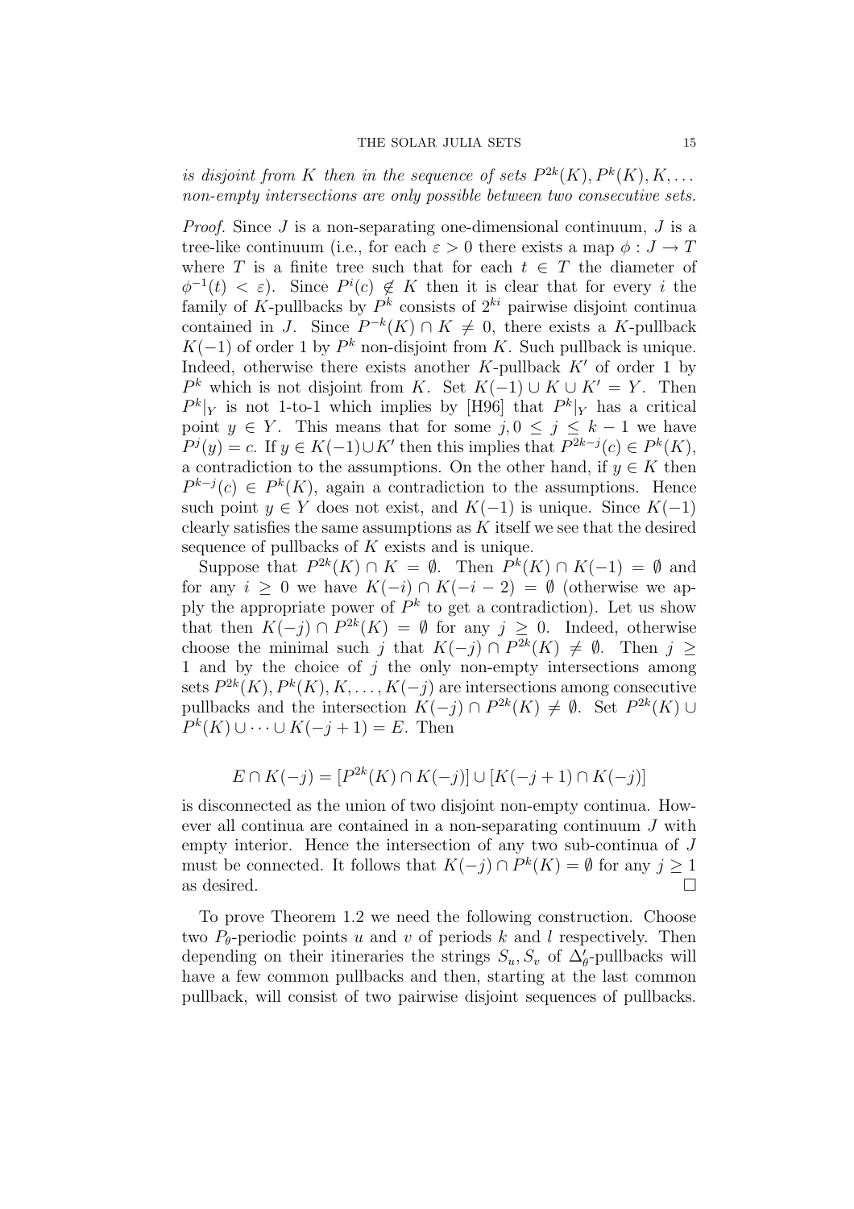*is disjoint from $K$ then in the sequence of sets $P^{2k}(K), P^k(K), K, \dots$ non-empty intersections are only possible between two consecutive sets.*

*Proof.* Since $J$ is a non-separating one-dimensional continuum, $J$ is a tree-like continuum (i.e., for each $\varepsilon > 0$ there exists a map $\phi : J \to T$ where $T$ is a finite tree such that for each $t \in T$ the diameter of $\phi^{-1}(t) < \varepsilon$). Since $P^i(c) \notin K$ then it is clear that for every $i$ the family of $K$-pullbacks by $P^k$ consists of $2^{ki}$ pairwise disjoint continua contained in $J$. Since $P^{-k}(K) \cap K \neq 0$, there exists a $K$-pullback $K(-1)$ of order 1 by $P^k$ non-disjoint from $K$. Such pullback is unique. Indeed, otherwise there exists another $K$-pullback $K'$ of order 1 by $P^k$ which is not disjoint from $K$. Set $K(-1) \cup K \cup K' = Y$. Then $P^k|_Y$ is not 1-to-1 which implies by [H96] that $P^k|_Y$ has a critical point $y \in Y$. This means that for some $j, 0 \leq j \leq k-1$ we have $P^j(y) = c$. If $y \in K(-1) \cup K'$ then this implies that $P^{2k-j}(c) \in P^k(K)$, a contradiction to the assumptions. On the other hand, if $y \in K$ then $P^{k-j}(c) \in P^k(K)$, again a contradiction to the assumptions. Hence such point $y \in Y$ does not exist, and $K(-1)$ is unique. Since $K(-1)$ clearly satisfies the same assumptions as $K$ itself we see that the desired sequence of pullbacks of $K$ exists and is unique.

Suppose that $P^{2k}(K) \cap K = \emptyset$. Then $P^k(K) \cap K(-1) = \emptyset$ and for any $i \geq 0$ we have $K(-i) \cap K(-i-2) = \emptyset$ (otherwise we apply the appropriate power of $P^k$ to get a contradiction). Let us show that then $K(-j) \cap P^{2k}(K) = \emptyset$ for any $j \geq 0$. Indeed, otherwise choose the minimal such $j$ that $K(-j) \cap P^{2k}(K) \neq \emptyset$. Then $j \geq 1$ and by the choice of $j$ the only non-empty intersections among sets $P^{2k}(K), P^k(K), K, \dots, K(-j)$ are intersections among consecutive pullbacks and the intersection $K(-j) \cap P^{2k}(K) \neq \emptyset$. Set $P^{2k}(K) \cup P^k(K) \cup \dots \cup K(-j+1) = E$. Then

$$E \cap K(-j) = [P^{2k}(K) \cap K(-j)] \cup [K(-j+1) \cap K(-j)]$$

is disconnected as the union of two disjoint non-empty continua. However all continua are contained in a non-separating continuum $J$ with empty interior. Hence the intersection of any two sub-continua of $J$ must be connected. It follows that $K(-j) \cap P^k(K) = \emptyset$ for any $j \geq 1$ as desired. □

To prove Theorem 1.2 we need the following construction. Choose two $P_\theta$-periodic points $u$ and $v$ of periods $k$ and $l$ respectively. Then depending on their itineraries the strings $S_u, S_v$ of $\Delta'_\theta$-pullbacks will have a few common pullbacks and then, starting at the last common pullback, will consist of two pairwise disjoint sequences of pullbacks.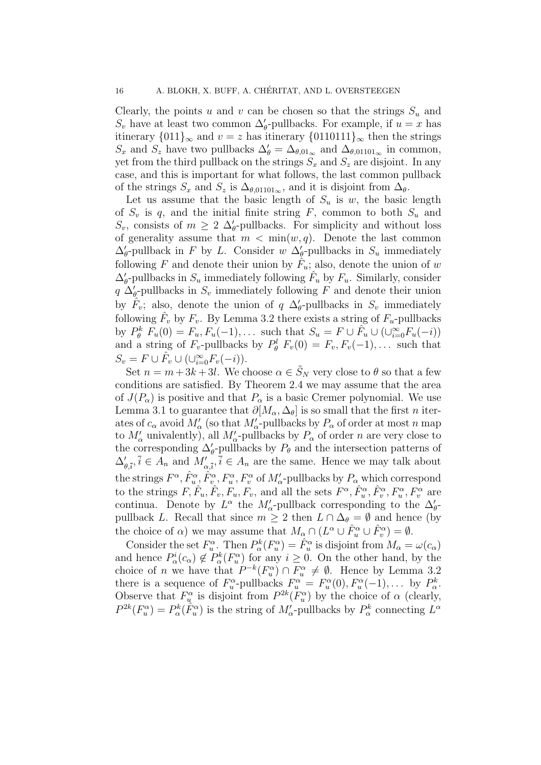Clearly, the points $u$ and $v$ can be chosen so that the strings $S_u$ and $S_v$ have at least two common $\Delta'_\theta$-pullbacks. For example, if $u = x$ has itinerary $\{011\}_\infty$ and $v = z$ has itinerary $\{0110111\}_\infty$ then the strings $S_x$ and $S_z$ have two pullbacks $\Delta'_\theta = \Delta_{\theta,01_\infty}$ and $\Delta_{\theta,01101_\infty}$ in common, yet from the third pullback on the strings $S_x$ and $S_z$ are disjoint. In any case, and this is important for what follows, the last common pullback of the strings $S_x$ and $S_z$ is $\Delta_{\theta,01101_\infty}$, and it is disjoint from $\Delta_\theta$.

Let us assume that the basic length of $S_u$ is $w$, the basic length of $S_v$ is $q$, and the initial finite string $F$, common to both $S_u$ and $S_v$, consists of $m \geq 2$ $\Delta'_\theta$-pullbacks. For simplicity and without loss of generality assume that $m < \min(w, q)$. Denote the last common $\Delta'_\theta$-pullback in $F$ by $L$. Consider $w$ $\Delta'_\theta$-pullbacks in $S_u$ immediately following $F$ and denote their union by $\hat{F}_u$; also, denote the union of $w$ $\Delta'_\theta$-pullbacks in $S_u$ immediately following $\hat{F}_u$ by $F_u$. Similarly, consider $q$ $\Delta'_\theta$-pullbacks in $S_v$ immediately following $F$ and denote their union by $\hat{F}_v$; also, denote the union of $q$ $\Delta'_\theta$-pullbacks in $S_v$ immediately following $\hat{F}_v$ by $F_v$. By Lemma 3.2 there exists a string of $F_u$-pullbacks by $P^k_\theta$ $F_u(0) = F_u, F_u(-1), \dots$ such that $S_u = F \cup \hat{F}_u \cup (\cup_{i=0}^\infty F_u(-i))$ and a string of $F_v$-pullbacks by $P^l_\theta$ $F_v(0) = F_v, F_v(-1), \dots$ such that $S_v = F \cup \hat{F}_v \cup (\cup_{i=0}^\infty F_v(-i))$.

Set $n = m + 3k + 3l$. We choose $\alpha \in \tilde{S}_N$ very close to $\theta$ so that a few conditions are satisfied. By Theorem 2.4 we may assume that the area of $J(P_\alpha)$ is positive and that $P_\alpha$ is a basic Cremer polynomial. We use Lemma 3.1 to guarantee that $\partial[M_\alpha, \Delta_\theta]$ is so small that the first $n$ iterates of $c_\alpha$ avoid $M'_\alpha$ (so that $M'_\alpha$-pullbacks by $P_\alpha$ of order at most $n$ map to $M'_\alpha$ univalently), all $M'_\alpha$-pullbacks by $P_\alpha$ of order $n$ are very close to the corresponding $\Delta'_\theta$-pullbacks by $P_\theta$ and the intersection patterns of $\Delta'_{\theta,\bar{i}}, \bar{i} \in A_n$ and $M'_{\alpha,\bar{i}}, \bar{i} \in A_n$ are the same. Hence we may talk about the strings $F^\alpha, \hat{F}^\alpha_u, \hat{F}^\alpha_v, F^\alpha_u, F^\alpha_v$ of $M'_\alpha$-pullbacks by $P_\alpha$ which correspond to the strings $F, \hat{F}_u, \hat{F}_v, F_u, F_v$, and all the sets $F^\alpha, \hat{F}^\alpha_u, \hat{F}^\alpha_v, F^\alpha_u, F^\alpha_v$ are continua. Denote by $L^\alpha$ the $M'_\alpha$-pullback corresponding to the $\Delta'_\theta$-pullback $L$. Recall that since $m \geq 2$ then $L \cap \Delta_\theta = \emptyset$ and hence (by the choice of $\alpha$) we may assume that $M_\alpha \cap (L^\alpha \cup \hat{F}^\alpha_u \cup \hat{F}^\alpha_v) = \emptyset$.

Consider the set $F^\alpha_u$. Then $P^k_\alpha(F^\alpha_u) = \hat{F}^\alpha_u$ is disjoint from $M_\alpha = \omega(c_\alpha)$ and hence $P^i_\alpha(c_\alpha) \notin P^k_\alpha(F^\alpha_u)$ for any $i \geq 0$. On the other hand, by the choice of $n$ we have that $P^{-k}(F^\alpha_u) \cap F^\alpha_u \neq \emptyset$. Hence by Lemma 3.2 there is a sequence of $F^\alpha_u$-pullbacks $F^\alpha_u = F^\alpha_u(0), F^\alpha_u(-1), \dots$ by $P^k_\alpha$. Observe that $F^\alpha_u$ is disjoint from $P^{2k}(F^\alpha_u)$ by the choice of $\alpha$ (clearly, $P^{2k}(F^\alpha_u) = P^k_\alpha(\hat{F}^\alpha_u)$ is the string of $M'_\alpha$-pullbacks by $P^k_\alpha$ connecting $L^\alpha$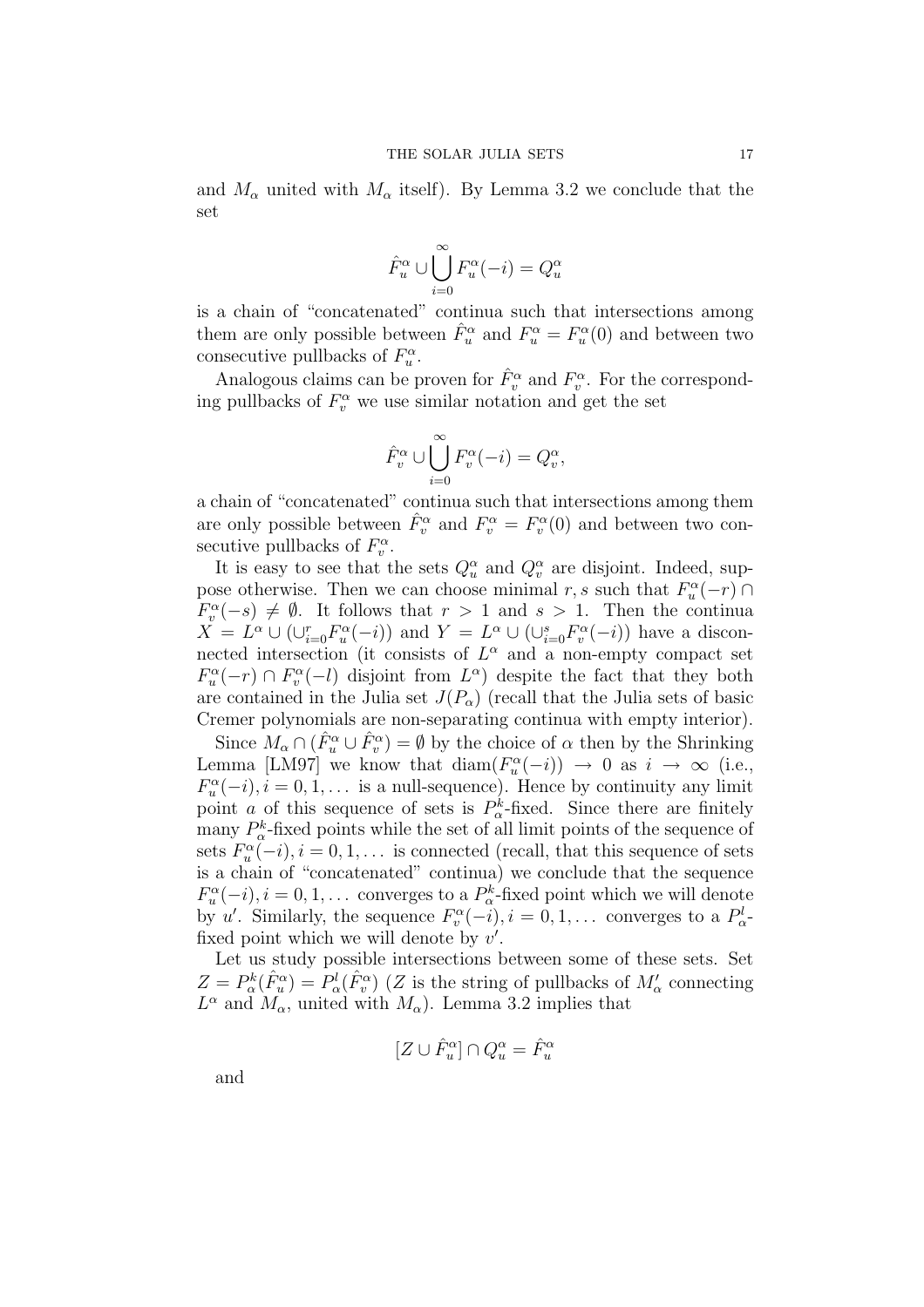and $M_\alpha$ united with $M_\alpha$ itself). By Lemma 3.2 we conclude that the set

$$\hat{F}^\alpha_u \cup \bigcup_{i=0}^{\infty} F^\alpha_u(-i) = Q^\alpha_u$$

is a chain of "concatenated" continua such that intersections among them are only possible between $\hat{F}^\alpha_u$ and $F^\alpha_u = F^\alpha_u(0)$ and between two consecutive pullbacks of $F^\alpha_u$.

Analogous claims can be proven for $\hat{F}^\alpha_v$ and $F^\alpha_v$. For the corresponding pullbacks of $F^\alpha_v$ we use similar notation and get the set

$$\hat{F}^\alpha_v \cup \bigcup_{i=0}^{\infty} F^\alpha_v(-i) = Q^\alpha_v,$$

a chain of "concatenated" continua such that intersections among them are only possible between $\hat{F}^\alpha_v$ and $F^\alpha_v = F^\alpha_v(0)$ and between two consecutive pullbacks of $F^\alpha_v$.

It is easy to see that the sets $Q^\alpha_u$ and $Q^\alpha_v$ are disjoint. Indeed, suppose otherwise. Then we can choose minimal $r, s$ such that $F^\alpha_u(-r) \cap F^\alpha_v(-s) \neq \emptyset$. It follows that $r > 1$ and $s > 1$. Then the continua $X = L^\alpha \cup (\cup_{i=0}^r F^\alpha_u(-i))$ and $Y = L^\alpha \cup (\cup_{i=0}^s F^\alpha_v(-i))$ have a disconnected intersection (it consists of $L^\alpha$ and a non-empty compact set $F^\alpha_u(-r) \cap F^\alpha_v(-l)$ disjoint from $L^\alpha$) despite the fact that they both are contained in the Julia set $J(P_\alpha)$ (recall that the Julia sets of basic Cremer polynomials are non-separating continua with empty interior).

Since $M_\alpha \cap (\hat{F}^\alpha_u \cup \hat{F}^\alpha_v) = \emptyset$ by the choice of $\alpha$ then by the Shrinking Lemma [LM97] we know that $\operatorname{diam}(F^\alpha_u(-i)) \to 0$ as $i \to \infty$ (i.e., $F^\alpha_u(-i), i = 0, 1, \dots$ is a null-sequence). Hence by continuity any limit point $a$ of this sequence of sets is $P^k_\alpha$-fixed. Since there are finitely many $P^k_\alpha$-fixed points while the set of all limit points of the sequence of sets $F^\alpha_u(-i), i = 0, 1, \dots$ is connected (recall, that this sequence of sets is a chain of "concatenated" continua) we conclude that the sequence $F^\alpha_u(-i), i = 0, 1, \dots$ converges to a $P^k_\alpha$-fixed point which we will denote by $u'$. Similarly, the sequence $F^\alpha_v(-i), i = 0, 1, \dots$ converges to a $P^l_\alpha$-fixed point which we will denote by $v'$.

Let us study possible intersections between some of these sets. Set $Z = P^k_\alpha(\hat{F}^\alpha_u) = P^l_\alpha(\hat{F}^\alpha_v)$ ($Z$ is the string of pullbacks of $M'_\alpha$ connecting $L^\alpha$ and $M_\alpha$, united with $M_\alpha$). Lemma 3.2 implies that

$$[Z \cup \hat{F}^\alpha_u] \cap Q^\alpha_u = \hat{F}^\alpha_u$$

and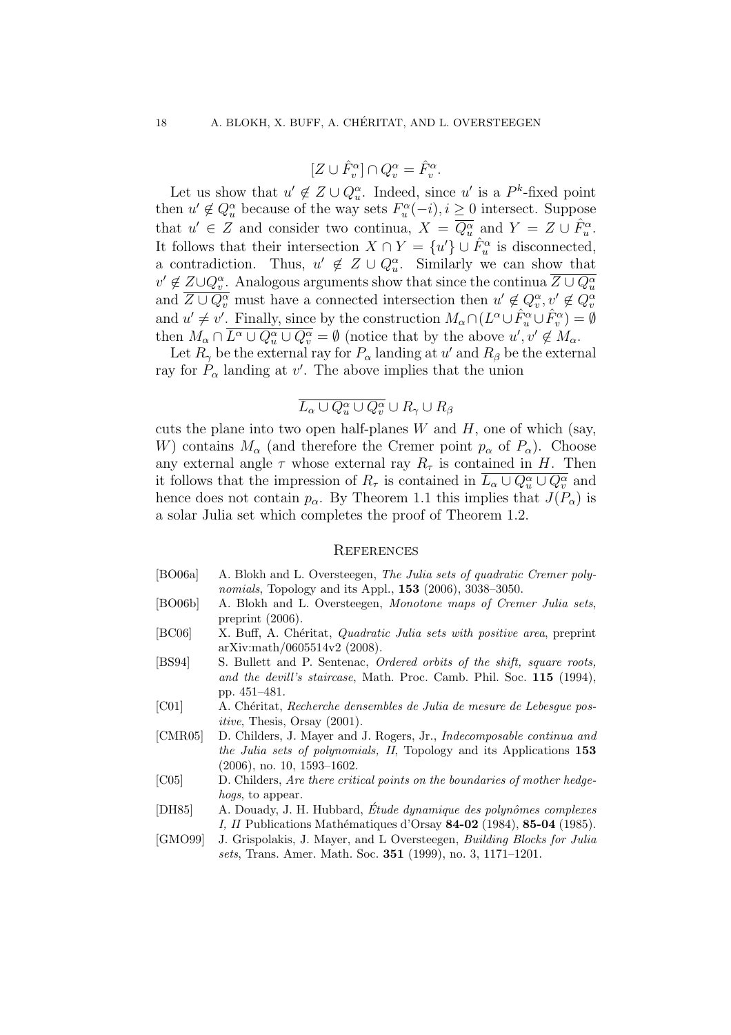$$[Z \cup \hat{F}_v^\alpha] \cap Q_v^\alpha = \hat{F}_v^\alpha.$$

Let us show that $u' \notin Z \cup Q_u^\alpha$. Indeed, since $u'$ is a $P^k$-fixed point then $u' \notin Q_u^\alpha$ because of the way sets $F_u^\alpha(-i), i \geq 0$ intersect. Suppose that $u' \in Z$ and consider two continua, $X = \overline{Q_u^\alpha}$ and $Y = Z \cup \hat{F}_u^\alpha$. It follows that their intersection $X \cap Y = \{u'\} \cup \hat{F}_u^\alpha$ is disconnected, a contradiction. Thus, $u' \notin Z \cup Q_u^\alpha$. Similarly we can show that $v' \notin Z \cup Q_v^\alpha$. Analogous arguments show that since the continua $\overline{Z \cup Q_u^\alpha}$ and $\overline{Z \cup Q_v^\alpha}$ must have a connected intersection then $u' \notin Q_v^\alpha, v' \notin Q_v^\alpha$ and $u' \neq v'$. Finally, since by the construction $M_\alpha \cap (L^\alpha \cup \hat{F}_u^\alpha \cup \hat{F}_v^\alpha) = \emptyset$ then $M_\alpha \cap \overline{L^\alpha \cup Q_u^\alpha \cup Q_v^\alpha} = \emptyset$ (notice that by the above $u', v' \notin M_\alpha$.

Let $R_\gamma$ be the external ray for $P_\alpha$ landing at $u'$ and $R_\beta$ be the external ray for $P_\alpha$ landing at $v'$. The above implies that the union

$$\overline{L_\alpha \cup Q_u^\alpha \cup Q_v^\alpha} \cup R_\gamma \cup R_\beta$$

cuts the plane into two open half-planes $W$ and $H$, one of which (say, $W$) contains $M_\alpha$ (and therefore the Cremer point $p_\alpha$ of $P_\alpha$). Choose any external angle $\tau$ whose external ray $R_\tau$ is contained in $H$. Then it follows that the impression of $R_\tau$ is contained in $\overline{L_\alpha \cup Q_u^\alpha \cup Q_v^\alpha}$ and hence does not contain $p_\alpha$. By Theorem 1.1 this implies that $J(P_\alpha)$ is a solar Julia set which completes the proof of Theorem 1.2.

## References

- [BO06a] A. Blokh and L. Oversteegen, *The Julia sets of quadratic Cremer polynomials*, Topology and its Appl., **153** (2006), 3038–3050.
- [BO06b] A. Blokh and L. Oversteegen, *Monotone maps of Cremer Julia sets*, preprint (2006).
- [BC06] X. Buff, A. Chéritat, *Quadratic Julia sets with positive area*, preprint arXiv:math/0605514v2 (2008).
- [BS94] S. Bullett and P. Sentenac, *Ordered orbits of the shift, square roots, and the devill's staircase*, Math. Proc. Camb. Phil. Soc. **115** (1994), pp. 451–481.
- [C01] A. Chéritat, *Recherche densembles de Julia de mesure de Lebesgue positive*, Thesis, Orsay (2001).
- [CMR05] D. Childers, J. Mayer and J. Rogers, Jr., *Indecomposable continua and the Julia sets of polynomials, II*, Topology and its Applications **153** (2006), no. 10, 1593–1602.
- [C05] D. Childers, *Are there critical points on the boundaries of mother hedgehogs*, to appear.
- [DH85] A. Douady, J. H. Hubbard, *Étude dynamique des polynômes complexes I, II* Publications Mathématiques d'Orsay **84-02** (1984), **85-04** (1985).
- [GMO99] J. Grispolakis, J. Mayer, and L Oversteegen, *Building Blocks for Julia sets*, Trans. Amer. Math. Soc. **351** (1999), no. 3, 1171–1201.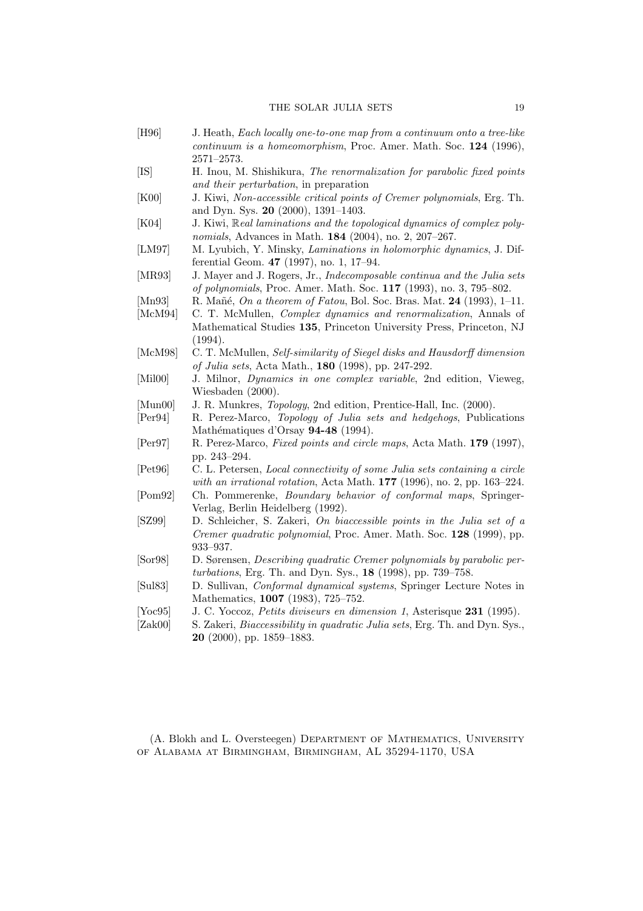[H96] J. Heath, *Each locally one-to-one map from a continuum onto a tree-like continuum is a homeomorphism*, Proc. Amer. Math. Soc. **124** (1996), 2571–2573.

[IS] H. Inou, M. Shishikura, *The renormalization for parabolic fixed points and their perturbation*, in preparation

[K00] J. Kiwi, *Non-accessible critical points of Cremer polynomials*, Erg. Th. and Dyn. Sys. **20** (2000), 1391–1403.

[K04] J. Kiwi, *$\mathbb{R}$eal laminations and the topological dynamics of complex polynomials*, Advances in Math. **184** (2004), no. 2, 207–267.

[LM97] M. Lyubich, Y. Minsky, *Laminations in holomorphic dynamics*, J. Differential Geom. **47** (1997), no. 1, 17–94.

[MR93] J. Mayer and J. Rogers, Jr., *Indecomposable continua and the Julia sets of polynomials*, Proc. Amer. Math. Soc. **117** (1993), no. 3, 795–802.

[Mn93] R. Mañé, *On a theorem of Fatou*, Bol. Soc. Bras. Mat. **24** (1993), 1–11.

[McM94] C. T. McMullen, *Complex dynamics and renormalization*, Annals of Mathematical Studies **135**, Princeton University Press, Princeton, NJ (1994).

[McM98] C. T. McMullen, *Self-similarity of Siegel disks and Hausdorff dimension of Julia sets*, Acta Math., **180** (1998), pp. 247-292.

[Mil00] J. Milnor, *Dynamics in one complex variable*, 2nd edition, Vieweg, Wiesbaden (2000).

[Mun00] J. R. Munkres, *Topology*, 2nd edition, Prentice-Hall, Inc. (2000).

[Per94] R. Perez-Marco, *Topology of Julia sets and hedgehogs*, Publications Mathématiques d'Orsay **94-48** (1994).

[Per97] R. Perez-Marco, *Fixed points and circle maps*, Acta Math. **179** (1997), pp. 243–294.

[Pet96] C. L. Petersen, *Local connectivity of some Julia sets containing a circle with an irrational rotation*, Acta Math. **177** (1996), no. 2, pp. 163–224.

[Pom92] Ch. Pommerenke, *Boundary behavior of conformal maps*, Springer-Verlag, Berlin Heidelberg (1992).

[SZ99] D. Schleicher, S. Zakeri, *On biaccessible points in the Julia set of a Cremer quadratic polynomial*, Proc. Amer. Math. Soc. **128** (1999), pp. 933–937.

[Sor98] D. Sørensen, *Describing quadratic Cremer polynomials by parabolic perturbations*, Erg. Th. and Dyn. Sys., **18** (1998), pp. 739–758.

[Sul83] D. Sullivan, *Conformal dynamical systems*, Springer Lecture Notes in Mathematics, **1007** (1983), 725–752.

[Yoc95] J. C. Yoccoz, *Petits diviseurs en dimension 1*, Asterisque **231** (1995).

[Zak00] S. Zakeri, *Biaccessibility in quadratic Julia sets*, Erg. Th. and Dyn. Sys., **20** (2000), pp. 1859–1883.

(A. Blokh and L. Oversteegen) Department of Mathematics, University of Alabama at Birmingham, Birmingham, AL 35294-1170, USA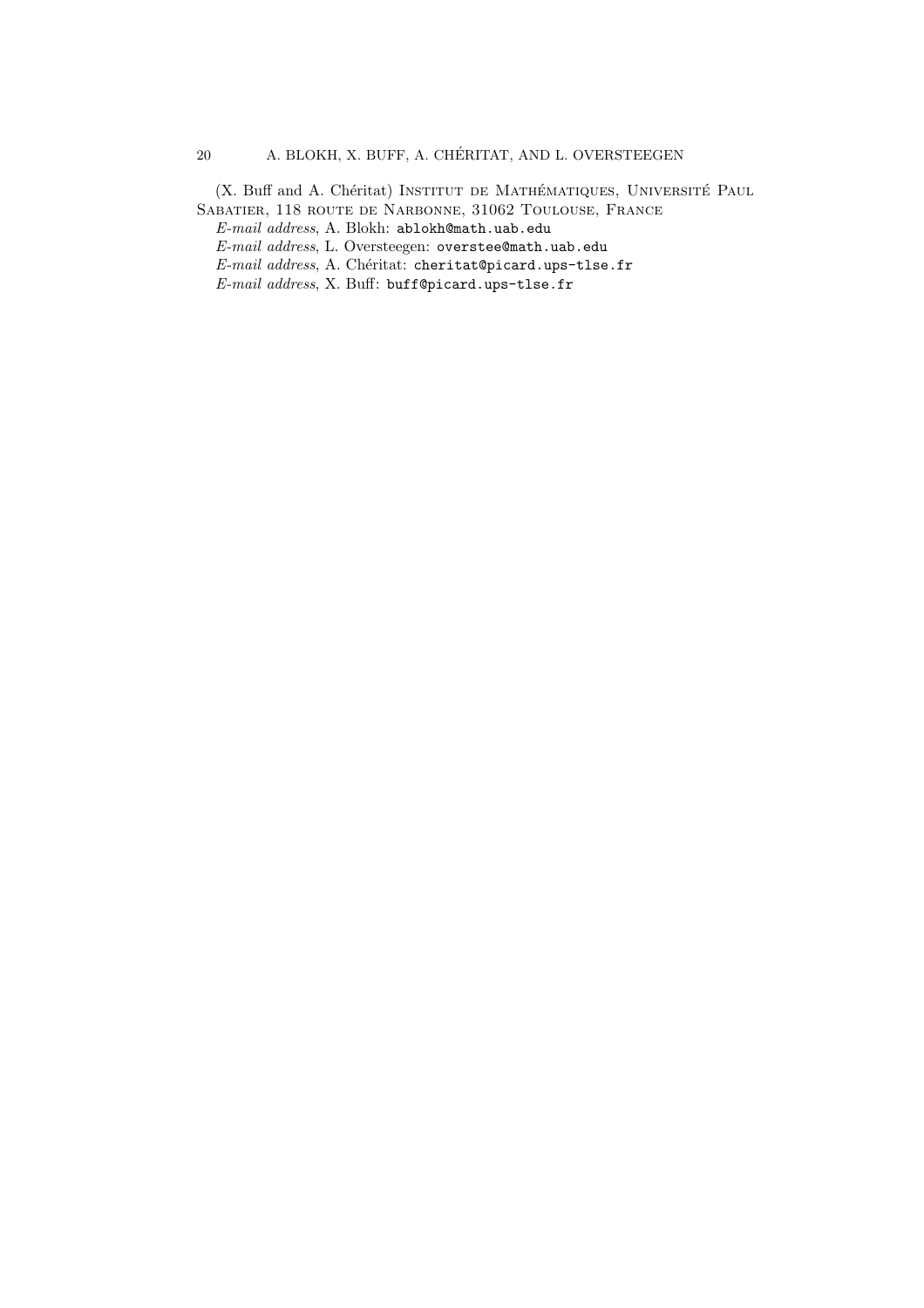(X. Buff and A. Chéritat) Institut de Mathématiques, Université Paul Sabatier, 118 route de Narbonne, 31062 Toulouse, France

*E-mail address*, A. Blokh: ablokh@math.uab.edu

*E-mail address*, L. Oversteegen: overstee@math.uab.edu

*E-mail address*, A. Chéritat: cheritat@picard.ups-tlse.fr

*E-mail address*, X. Buff: buff@picard.ups-tlse.fr